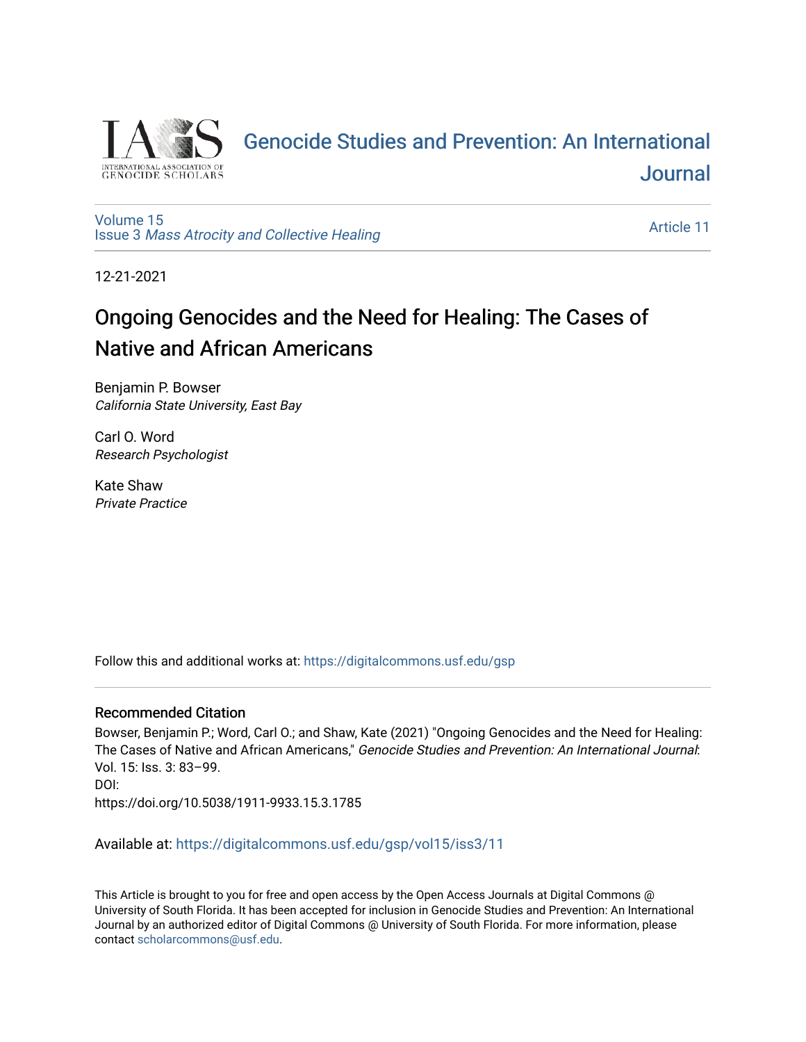Genocide Studies and Prevention: An International Journal

Volume 15
Issue 3 *Mass Atrocity and Collective Healing*

Article 11

12-21-2021

# Ongoing Genocides and the Need for Healing: The Cases of Native and African Americans

Benjamin P. Bowser
*California State University, East Bay*

Carl O. Word
*Research Psychologist*

Kate Shaw
*Private Practice*

Follow this and additional works at: https://digitalcommons.usf.edu/gsp

## Recommended Citation

Bowser, Benjamin P.; Word, Carl O.; and Shaw, Kate (2021) "Ongoing Genocides and the Need for Healing: The Cases of Native and African Americans," *Genocide Studies and Prevention: An International Journal*: Vol. 15: Iss. 3: 83–99.
DOI:
https://doi.org/10.5038/1911-9933.15.3.1785

Available at: https://digitalcommons.usf.edu/gsp/vol15/iss3/11

This Article is brought to you for free and open access by the Open Access Journals at Digital Commons @ University of South Florida. It has been accepted for inclusion in Genocide Studies and Prevention: An International Journal by an authorized editor of Digital Commons @ University of South Florida. For more information, please contact scholarcommons@usf.edu.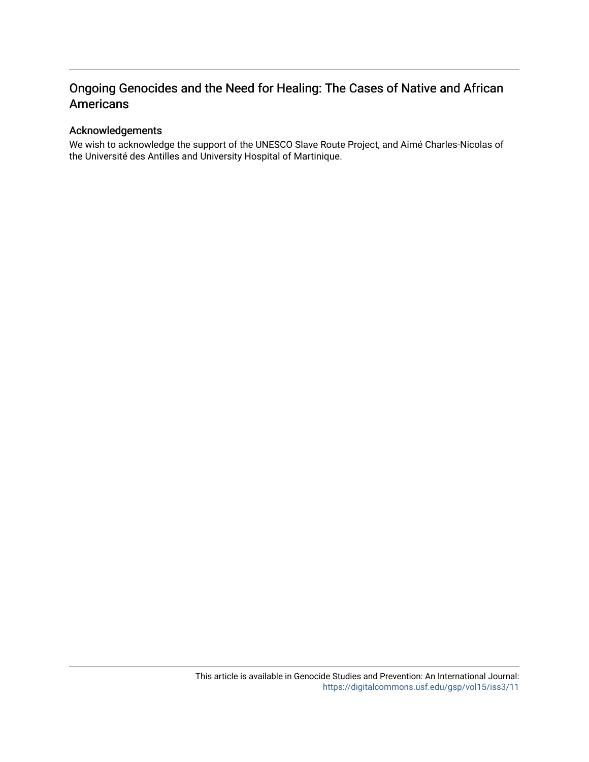# Ongoing Genocides and the Need for Healing: The Cases of Native and African Americans

## Acknowledgements

We wish to acknowledge the support of the UNESCO Slave Route Project, and Aimé Charles-Nicolas of the Université des Antilles and University Hospital of Martinique.

This article is available in Genocide Studies and Prevention: An International Journal: https://digitalcommons.usf.edu/gsp/vol15/iss3/11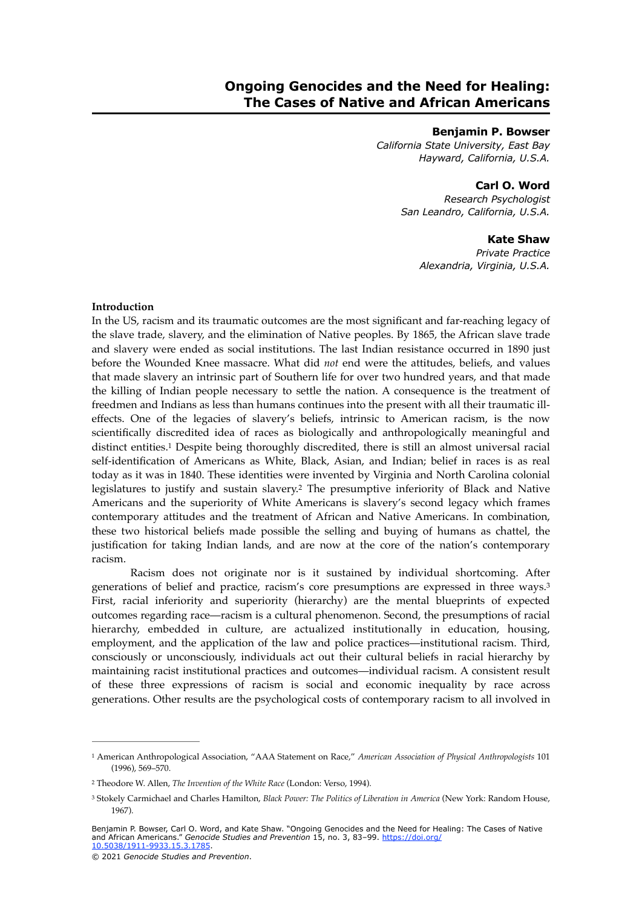# Ongoing Genocides and the Need for Healing: The Cases of Native and African Americans

**Benjamin P. Bowser**
*California State University, East Bay*
*Hayward, California, U.S.A.*

**Carl O. Word**
*Research Psychologist*
*San Leandro, California, U.S.A.*

**Kate Shaw**
*Private Practice*
*Alexandria, Virginia, U.S.A.*

**Introduction**

In the US, racism and its traumatic outcomes are the most significant and far-reaching legacy of the slave trade, slavery, and the elimination of Native peoples. By 1865, the African slave trade and slavery were ended as social institutions. The last Indian resistance occurred in 1890 just before the Wounded Knee massacre. What did *not* end were the attitudes, beliefs, and values that made slavery an intrinsic part of Southern life for over two hundred years, and that made the killing of Indian people necessary to settle the nation. A consequence is the treatment of freedmen and Indians as less than humans continues into the present with all their traumatic ill-effects. One of the legacies of slavery's beliefs, intrinsic to American racism, is the now scientifically discredited idea of races as biologically and anthropologically meaningful and distinct entities.[1] Despite being thoroughly discredited, there is still an almost universal racial self-identification of Americans as White, Black, Asian, and Indian; belief in races is as real today as it was in 1840. These identities were invented by Virginia and North Carolina colonial legislatures to justify and sustain slavery.[2] The presumptive inferiority of Black and Native Americans and the superiority of White Americans is slavery's second legacy which frames contemporary attitudes and the treatment of African and Native Americans. In combination, these two historical beliefs made possible the selling and buying of humans as chattel, the justification for taking Indian lands, and are now at the core of the nation's contemporary racism.

Racism does not originate nor is it sustained by individual shortcoming. After generations of belief and practice, racism's core presumptions are expressed in three ways.[3] First, racial inferiority and superiority (hierarchy) are the mental blueprints of expected outcomes regarding race—racism is a cultural phenomenon. Second, the presumptions of racial hierarchy, embedded in culture, are actualized institutionally in education, housing, employment, and the application of the law and police practices—institutional racism. Third, consciously or unconsciously, individuals act out their cultural beliefs in racial hierarchy by maintaining racist institutional practices and outcomes—individual racism. A consistent result of these three expressions of racism is social and economic inequality by race across generations. Other results are the psychological costs of contemporary racism to all involved in

---

[1] American Anthropological Association, "AAA Statement on Race," *American Association of Physical Anthropologists* 101 (1996), 569–570.

[2] Theodore W. Allen, *The Invention of the White Race* (London: Verso, 1994).

[3] Stokely Carmichael and Charles Hamilton, *Black Power: The Politics of Liberation in America* (New York: Random House, 1967).

Benjamin P. Bowser, Carl O. Word, and Kate Shaw. "Ongoing Genocides and the Need for Healing: The Cases of Native and African Americans." *Genocide Studies and Prevention* 15, no. 3, 83–99. https://doi.org/10.5038/1911-9933.15.3.1785.

© 2021 *Genocide Studies and Prevention*.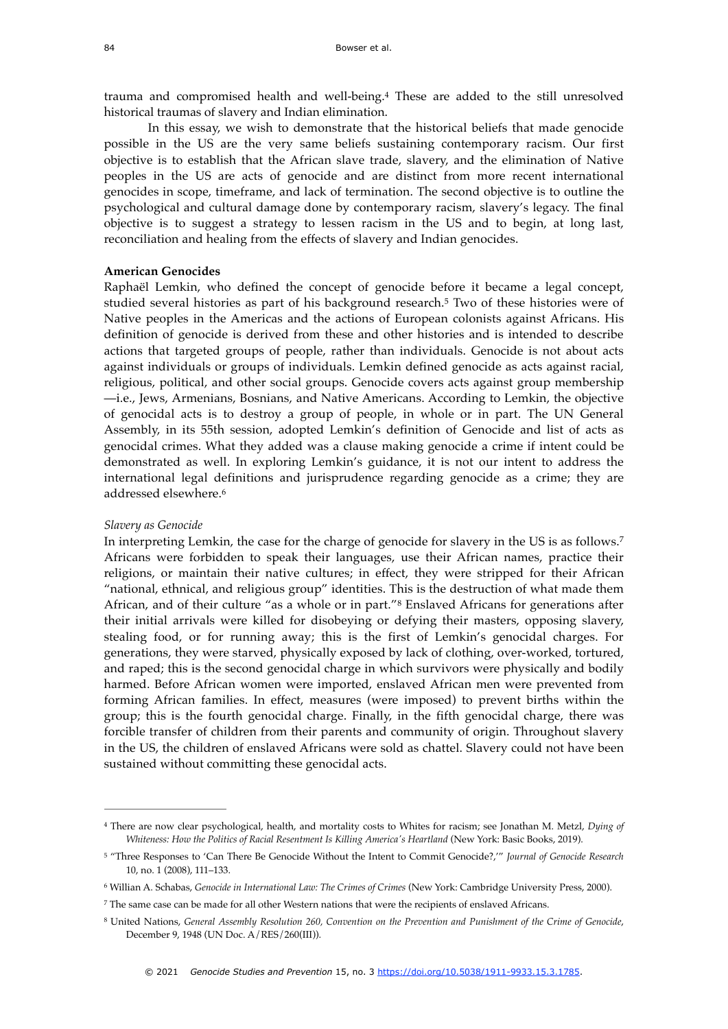trauma and compromised health and well-being.[4] These are added to the still unresolved historical traumas of slavery and Indian elimination.

In this essay, we wish to demonstrate that the historical beliefs that made genocide possible in the US are the very same beliefs sustaining contemporary racism. Our first objective is to establish that the African slave trade, slavery, and the elimination of Native peoples in the US are acts of genocide and are distinct from more recent international genocides in scope, timeframe, and lack of termination. The second objective is to outline the psychological and cultural damage done by contemporary racism, slavery's legacy. The final objective is to suggest a strategy to lessen racism in the US and to begin, at long last, reconciliation and healing from the effects of slavery and Indian genocides.

**American Genocides**

Raphaël Lemkin, who defined the concept of genocide before it became a legal concept, studied several histories as part of his background research.[5] Two of these histories were of Native peoples in the Americas and the actions of European colonists against Africans. His definition of genocide is derived from these and other histories and is intended to describe actions that targeted groups of people, rather than individuals. Genocide is not about acts against individuals or groups of individuals. Lemkin defined genocide as acts against racial, religious, political, and other social groups. Genocide covers acts against group membership —i.e., Jews, Armenians, Bosnians, and Native Americans. According to Lemkin, the objective of genocidal acts is to destroy a group of people, in whole or in part. The UN General Assembly, in its 55th session, adopted Lemkin's definition of Genocide and list of acts as genocidal crimes. What they added was a clause making genocide a crime if intent could be demonstrated as well. In exploring Lemkin's guidance, it is not our intent to address the international legal definitions and jurisprudence regarding genocide as a crime; they are addressed elsewhere.[6]

*Slavery as Genocide*

In interpreting Lemkin, the case for the charge of genocide for slavery in the US is as follows.[7] Africans were forbidden to speak their languages, use their African names, practice their religions, or maintain their native cultures; in effect, they were stripped for their African "national, ethnical, and religious group" identities. This is the destruction of what made them African, and of their culture "as a whole or in part."[8] Enslaved Africans for generations after their initial arrivals were killed for disobeying or defying their masters, opposing slavery, stealing food, or for running away; this is the first of Lemkin's genocidal charges. For generations, they were starved, physically exposed by lack of clothing, over-worked, tortured, and raped; this is the second genocidal charge in which survivors were physically and bodily harmed. Before African women were imported, enslaved African men were prevented from forming African families. In effect, measures (were imposed) to prevent births within the group; this is the fourth genocidal charge. Finally, in the fifth genocidal charge, there was forcible transfer of children from their parents and community of origin. Throughout slavery in the US, the children of enslaved Africans were sold as chattel. Slavery could not have been sustained without committing these genocidal acts.

---

[4] There are now clear psychological, health, and mortality costs to Whites for racism; see Jonathan M. Metzl, *Dying of Whiteness: How the Politics of Racial Resentment Is Killing America's Heartland* (New York: Basic Books, 2019).

[5] "Three Responses to 'Can There Be Genocide Without the Intent to Commit Genocide?,'" *Journal of Genocide Research* 10, no. 1 (2008), 111–133.

[6] Willian A. Schabas, *Genocide in International Law: The Crimes of Crimes* (New York: Cambridge University Press, 2000).

[7] The same case can be made for all other Western nations that were the recipients of enslaved Africans.

[8] United Nations, *General Assembly Resolution 260, Convention on the Prevention and Punishment of the Crime of Genocide*, December 9, 1948 (UN Doc. A/RES/260(III)).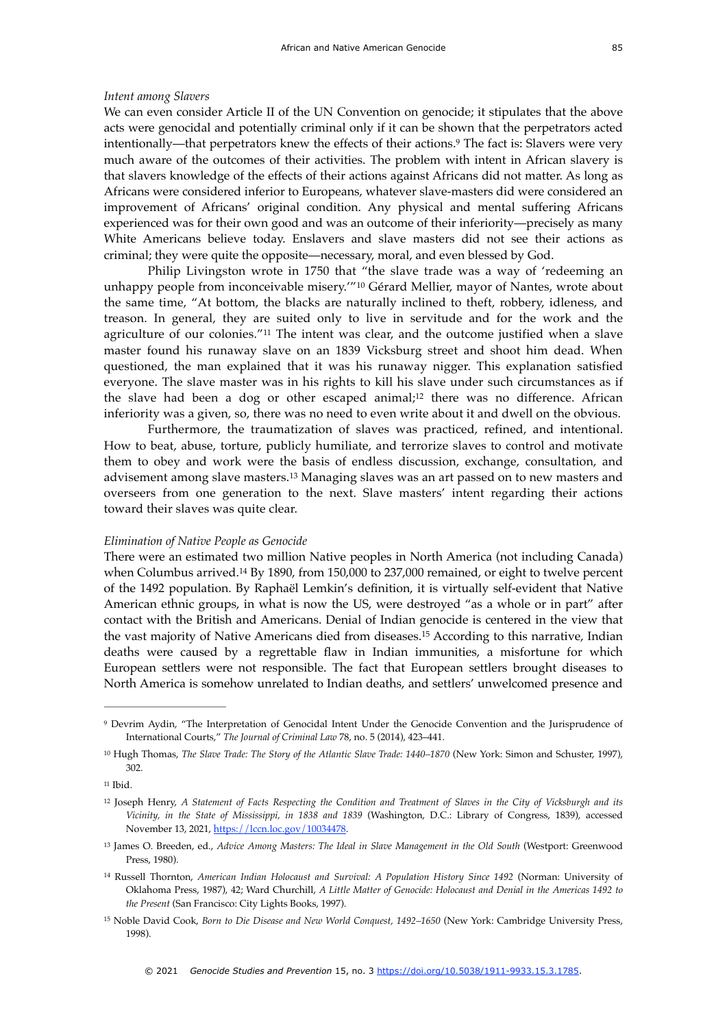*Intent among Slavers*

We can even consider Article II of the UN Convention on genocide; it stipulates that the above acts were genocidal and potentially criminal only if it can be shown that the perpetrators acted intentionally—that perpetrators knew the effects of their actions.[9] The fact is: Slavers were very much aware of the outcomes of their activities. The problem with intent in African slavery is that slavers knowledge of the effects of their actions against Africans did not matter. As long as Africans were considered inferior to Europeans, whatever slave-masters did were considered an improvement of Africans' original condition. Any physical and mental suffering Africans experienced was for their own good and was an outcome of their inferiority—precisely as many White Americans believe today. Enslavers and slave masters did not see their actions as criminal; they were quite the opposite—necessary, moral, and even blessed by God.

Philip Livingston wrote in 1750 that "the slave trade was a way of 'redeeming an unhappy people from inconceivable misery.'"[10] Gérard Mellier, mayor of Nantes, wrote about the same time, "At bottom, the blacks are naturally inclined to theft, robbery, idleness, and treason. In general, they are suited only to live in servitude and for the work and the agriculture of our colonies."[11] The intent was clear, and the outcome justified when a slave master found his runaway slave on an 1839 Vicksburg street and shoot him dead. When questioned, the man explained that it was his runaway nigger. This explanation satisfied everyone. The slave master was in his rights to kill his slave under such circumstances as if the slave had been a dog or other escaped animal;[12] there was no difference. African inferiority was a given, so, there was no need to even write about it and dwell on the obvious.

Furthermore, the traumatization of slaves was practiced, refined, and intentional. How to beat, abuse, torture, publicly humiliate, and terrorize slaves to control and motivate them to obey and work were the basis of endless discussion, exchange, consultation, and advisement among slave masters.[13] Managing slaves was an art passed on to new masters and overseers from one generation to the next. Slave masters' intent regarding their actions toward their slaves was quite clear.

*Elimination of Native People as Genocide*

There were an estimated two million Native peoples in North America (not including Canada) when Columbus arrived.[14] By 1890, from 150,000 to 237,000 remained, or eight to twelve percent of the 1492 population. By Raphaël Lemkin's definition, it is virtually self-evident that Native American ethnic groups, in what is now the US, were destroyed "as a whole or in part" after contact with the British and Americans. Denial of Indian genocide is centered in the view that the vast majority of Native Americans died from diseases.[15] According to this narrative, Indian deaths were caused by a regrettable flaw in Indian immunities, a misfortune for which European settlers were not responsible. The fact that European settlers brought diseases to North America is somehow unrelated to Indian deaths, and settlers' unwelcomed presence and

---

[9] Devrim Aydin, "The Interpretation of Genocidal Intent Under the Genocide Convention and the Jurisprudence of International Courts," *The Journal of Criminal Law* 78, no. 5 (2014), 423–441.

[10] Hugh Thomas, *The Slave Trade: The Story of the Atlantic Slave Trade: 1440–1870* (New York: Simon and Schuster, 1997), 302.

[11] Ibid.

[12] Joseph Henry, *A Statement of Facts Respecting the Condition and Treatment of Slaves in the City of Vicksburgh and its Vicinity, in the State of Mississippi, in 1838 and 1839* (Washington, D.C.: Library of Congress, 1839), accessed November 13, 2021, https://lccn.loc.gov/10034478.

[13] James O. Breeden, ed., *Advice Among Masters: The Ideal in Slave Management in the Old South* (Westport: Greenwood Press, 1980).

[14] Russell Thornton, *American Indian Holocaust and Survival: A Population History Since 1492* (Norman: University of Oklahoma Press, 1987), 42; Ward Churchill, *A Little Matter of Genocide: Holocaust and Denial in the Americas 1492 to the Present* (San Francisco: City Lights Books, 1997).

[15] Noble David Cook, *Born to Die Disease and New World Conquest, 1492–1650* (New York: Cambridge University Press, 1998).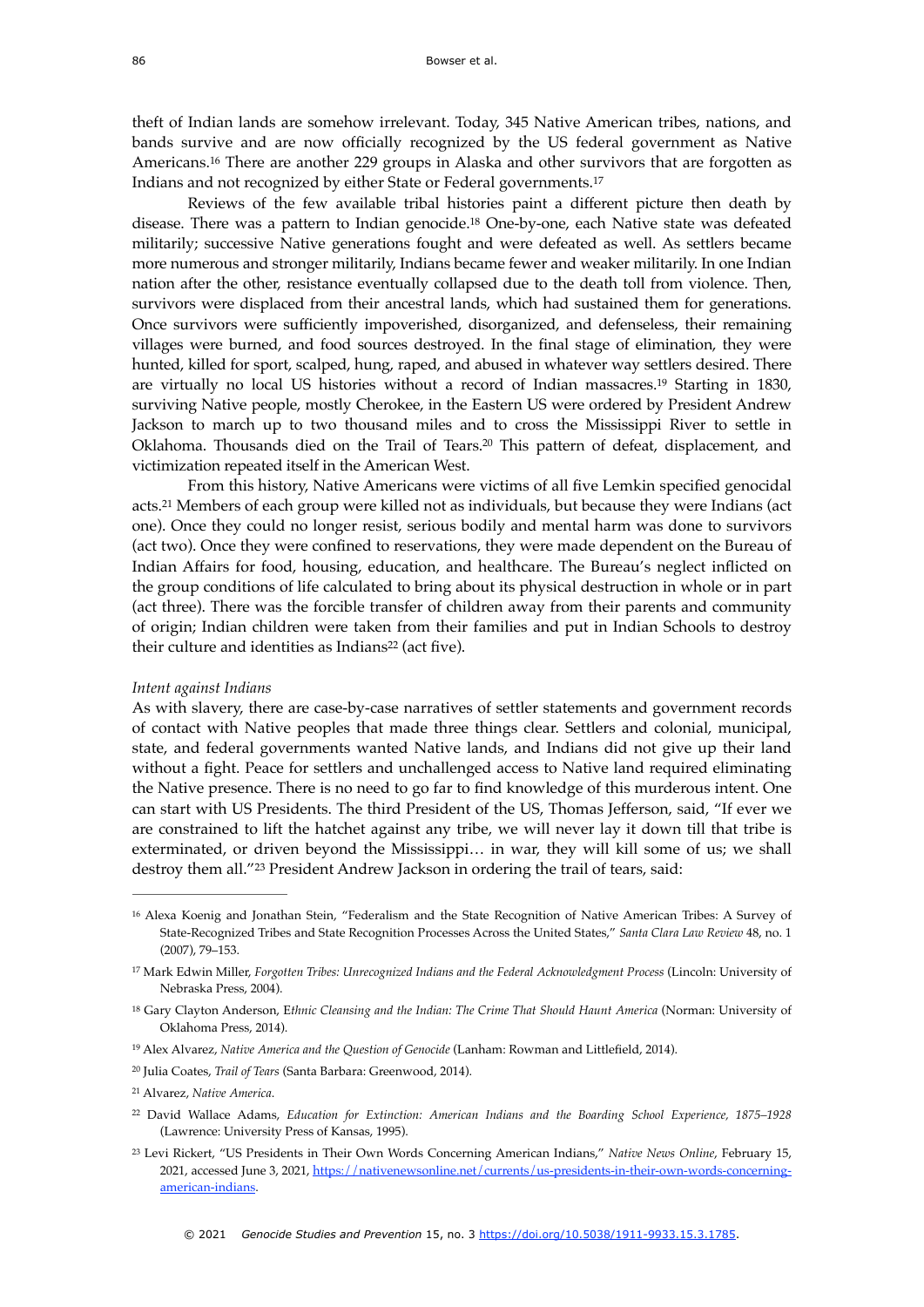theft of Indian lands are somehow irrelevant. Today, 345 Native American tribes, nations, and bands survive and are now officially recognized by the US federal government as Native Americans.[16] There are another 229 groups in Alaska and other survivors that are forgotten as Indians and not recognized by either State or Federal governments.[17]

Reviews of the few available tribal histories paint a different picture then death by disease. There was a pattern to Indian genocide.[18] One-by-one, each Native state was defeated militarily; successive Native generations fought and were defeated as well. As settlers became more numerous and stronger militarily, Indians became fewer and weaker militarily. In one Indian nation after the other, resistance eventually collapsed due to the death toll from violence. Then, survivors were displaced from their ancestral lands, which had sustained them for generations. Once survivors were sufficiently impoverished, disorganized, and defenseless, their remaining villages were burned, and food sources destroyed. In the final stage of elimination, they were hunted, killed for sport, scalped, hung, raped, and abused in whatever way settlers desired. There are virtually no local US histories without a record of Indian massacres.[19] Starting in 1830, surviving Native people, mostly Cherokee, in the Eastern US were ordered by President Andrew Jackson to march up to two thousand miles and to cross the Mississippi River to settle in Oklahoma. Thousands died on the Trail of Tears.[20] This pattern of defeat, displacement, and victimization repeated itself in the American West.

From this history, Native Americans were victims of all five Lemkin specified genocidal acts.[21] Members of each group were killed not as individuals, but because they were Indians (act one). Once they could no longer resist, serious bodily and mental harm was done to survivors (act two). Once they were confined to reservations, they were made dependent on the Bureau of Indian Affairs for food, housing, education, and healthcare. The Bureau's neglect inflicted on the group conditions of life calculated to bring about its physical destruction in whole or in part (act three). There was the forcible transfer of children away from their parents and community of origin; Indian children were taken from their families and put in Indian Schools to destroy their culture and identities as Indians[22] (act five).

*Intent against Indians*

As with slavery, there are case-by-case narratives of settler statements and government records of contact with Native peoples that made three things clear. Settlers and colonial, municipal, state, and federal governments wanted Native lands, and Indians did not give up their land without a fight. Peace for settlers and unchallenged access to Native land required eliminating the Native presence. There is no need to go far to find knowledge of this murderous intent. One can start with US Presidents. The third President of the US, Thomas Jefferson, said, "If ever we are constrained to lift the hatchet against any tribe, we will never lay it down till that tribe is exterminated, or driven beyond the Mississippi… in war, they will kill some of us; we shall destroy them all."[23] President Andrew Jackson in ordering the trail of tears, said:

---

[16] Alexa Koenig and Jonathan Stein, "Federalism and the State Recognition of Native American Tribes: A Survey of State-Recognized Tribes and State Recognition Processes Across the United States," *Santa Clara Law Review* 48, no. 1 (2007), 79–153.

[17] Mark Edwin Miller, *Forgotten Tribes: Unrecognized Indians and the Federal Acknowledgment Process* (Lincoln: University of Nebraska Press, 2004).

[18] Gary Clayton Anderson, E*thnic Cleansing and the Indian: The Crime That Should Haunt America* (Norman: University of Oklahoma Press, 2014).

[19] Alex Alvarez, *Native America and the Question of Genocide* (Lanham: Rowman and Littlefield, 2014).

[20] Julia Coates, *Trail of Tears* (Santa Barbara: Greenwood, 2014).

[21] Alvarez, *Native America.*

[22] David Wallace Adams, *Education for Extinction: American Indians and the Boarding School Experience, 1875–1928* (Lawrence: University Press of Kansas, 1995).

[23] Levi Rickert, "US Presidents in Their Own Words Concerning American Indians," *Native News Online*, February 15, 2021, accessed June 3, 2021, https://nativenewsonline.net/currents/us-presidents-in-their-own-words-concerning-american-indians.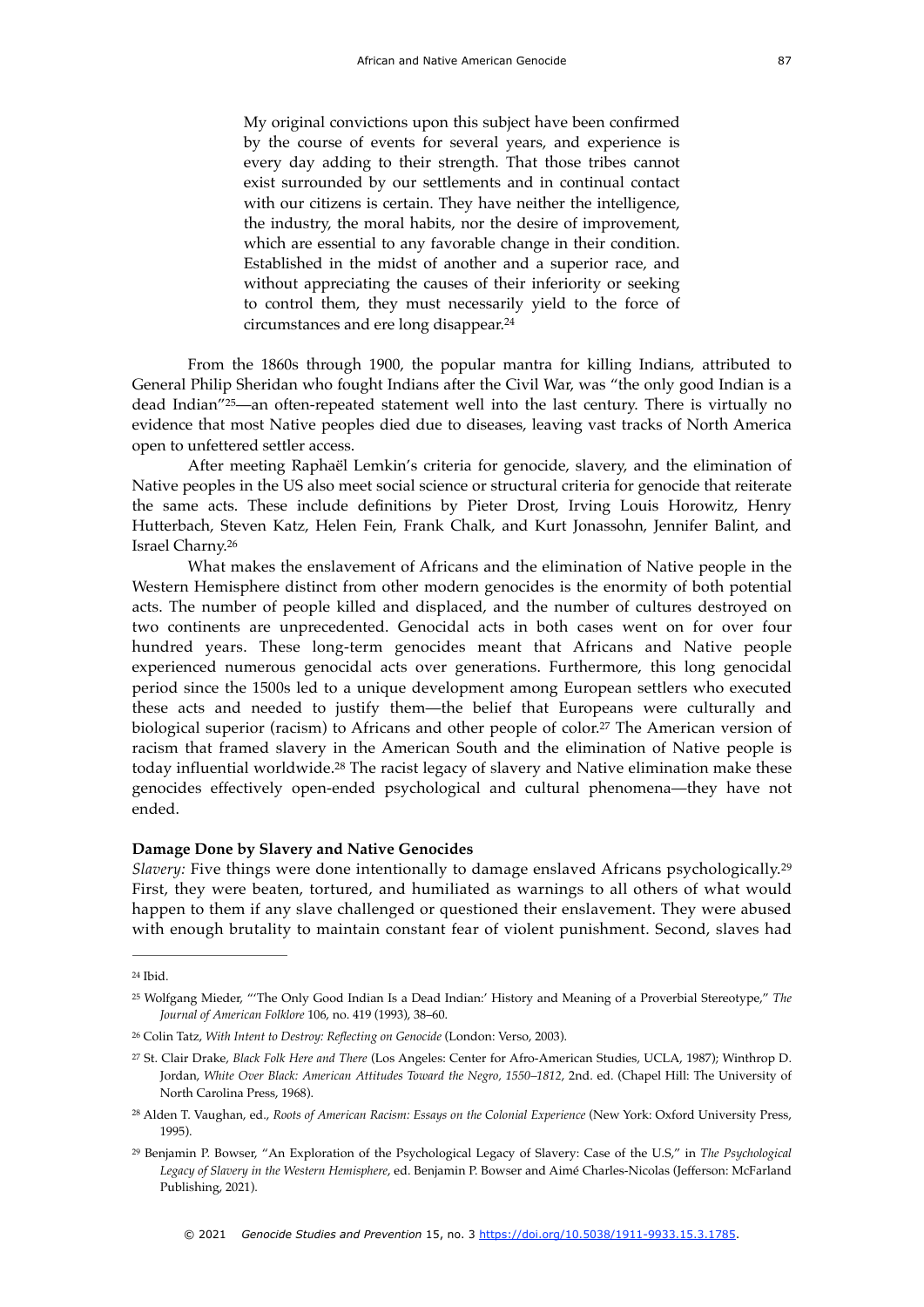> My original convictions upon this subject have been confirmed by the course of events for several years, and experience is every day adding to their strength. That those tribes cannot exist surrounded by our settlements and in continual contact with our citizens is certain. They have neither the intelligence, the industry, the moral habits, nor the desire of improvement, which are essential to any favorable change in their condition. Established in the midst of another and a superior race, and without appreciating the causes of their inferiority or seeking to control them, they must necessarily yield to the force of circumstances and ere long disappear.[24]

From the 1860s through 1900, the popular mantra for killing Indians, attributed to General Philip Sheridan who fought Indians after the Civil War, was "the only good Indian is a dead Indian"[25]—an often-repeated statement well into the last century. There is virtually no evidence that most Native peoples died due to diseases, leaving vast tracks of North America open to unfettered settler access.

After meeting Raphaël Lemkin's criteria for genocide, slavery, and the elimination of Native peoples in the US also meet social science or structural criteria for genocide that reiterate the same acts. These include definitions by Pieter Drost, Irving Louis Horowitz, Henry Hutterbach, Steven Katz, Helen Fein, Frank Chalk, and Kurt Jonassohn, Jennifer Balint, and Israel Charny.[26]

What makes the enslavement of Africans and the elimination of Native people in the Western Hemisphere distinct from other modern genocides is the enormity of both potential acts. The number of people killed and displaced, and the number of cultures destroyed on two continents are unprecedented. Genocidal acts in both cases went on for over four hundred years. These long-term genocides meant that Africans and Native people experienced numerous genocidal acts over generations. Furthermore, this long genocidal period since the 1500s led to a unique development among European settlers who executed these acts and needed to justify them—the belief that Europeans were culturally and biological superior (racism) to Africans and other people of color.[27] The American version of racism that framed slavery in the American South and the elimination of Native people is today influential worldwide.[28] The racist legacy of slavery and Native elimination make these genocides effectively open-ended psychological and cultural phenomena—they have not ended.

**Damage Done by Slavery and Native Genocides**

*Slavery:* Five things were done intentionally to damage enslaved Africans psychologically.[29] First, they were beaten, tortured, and humiliated as warnings to all others of what would happen to them if any slave challenged or questioned their enslavement. They were abused with enough brutality to maintain constant fear of violent punishment. Second, slaves had

---

[24] Ibid.

[25] Wolfgang Mieder, "'The Only Good Indian Is a Dead Indian:' History and Meaning of a Proverbial Stereotype," *The Journal of American Folklore* 106, no. 419 (1993), 38–60.

[26] Colin Tatz, *With Intent to Destroy: Reflecting on Genocide* (London: Verso, 2003).

[27] St. Clair Drake, *Black Folk Here and There* (Los Angeles: Center for Afro-American Studies, UCLA, 1987); Winthrop D. Jordan, *White Over Black: American Attitudes Toward the Negro, 1550–1812*, 2nd. ed. (Chapel Hill: The University of North Carolina Press, 1968).

[28] Alden T. Vaughan, ed., *Roots of American Racism: Essays on the Colonial Experience* (New York: Oxford University Press, 1995).

[29] Benjamin P. Bowser, "An Exploration of the Psychological Legacy of Slavery: Case of the U.S," in *The Psychological Legacy of Slavery in the Western Hemisphere*, ed. Benjamin P. Bowser and Aimé Charles-Nicolas (Jefferson: McFarland Publishing, 2021).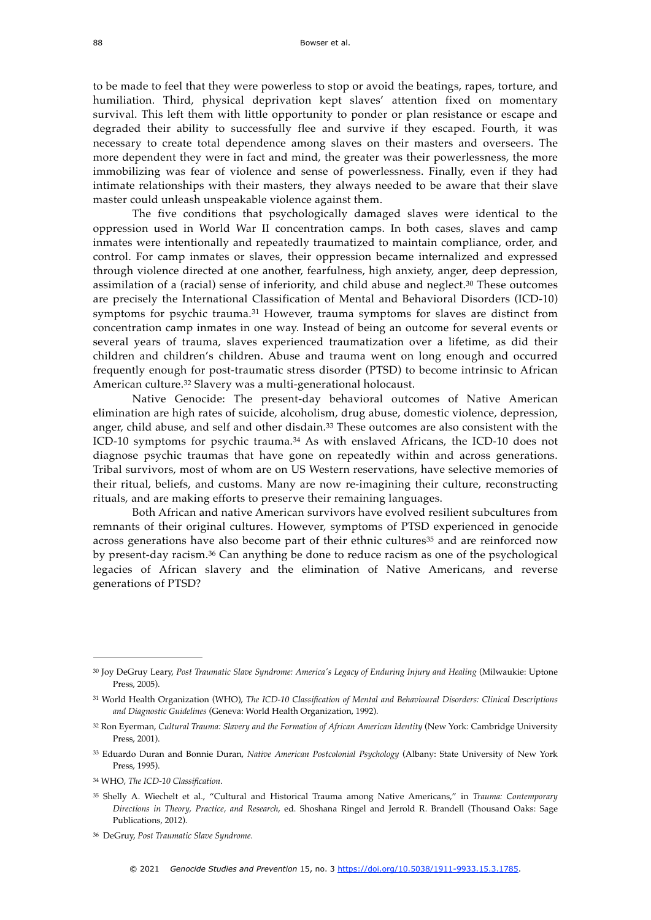to be made to feel that they were powerless to stop or avoid the beatings, rapes, torture, and humiliation. Third, physical deprivation kept slaves' attention fixed on momentary survival. This left them with little opportunity to ponder or plan resistance or escape and degraded their ability to successfully flee and survive if they escaped. Fourth, it was necessary to create total dependence among slaves on their masters and overseers. The more dependent they were in fact and mind, the greater was their powerlessness, the more immobilizing was fear of violence and sense of powerlessness. Finally, even if they had intimate relationships with their masters, they always needed to be aware that their slave master could unleash unspeakable violence against them.

The five conditions that psychologically damaged slaves were identical to the oppression used in World War II concentration camps. In both cases, slaves and camp inmates were intentionally and repeatedly traumatized to maintain compliance, order, and control. For camp inmates or slaves, their oppression became internalized and expressed through violence directed at one another, fearfulness, high anxiety, anger, deep depression, assimilation of a (racial) sense of inferiority, and child abuse and neglect.[30] These outcomes are precisely the International Classification of Mental and Behavioral Disorders (ICD-10) symptoms for psychic trauma.[31] However, trauma symptoms for slaves are distinct from concentration camp inmates in one way. Instead of being an outcome for several events or several years of trauma, slaves experienced traumatization over a lifetime, as did their children and children's children. Abuse and trauma went on long enough and occurred frequently enough for post-traumatic stress disorder (PTSD) to become intrinsic to African American culture.[32] Slavery was a multi-generational holocaust.

Native Genocide: The present-day behavioral outcomes of Native American elimination are high rates of suicide, alcoholism, drug abuse, domestic violence, depression, anger, child abuse, and self and other disdain.[33] These outcomes are also consistent with the ICD-10 symptoms for psychic trauma.[34] As with enslaved Africans, the ICD-10 does not diagnose psychic traumas that have gone on repeatedly within and across generations. Tribal survivors, most of whom are on US Western reservations, have selective memories of their ritual, beliefs, and customs. Many are now re-imagining their culture, reconstructing rituals, and are making efforts to preserve their remaining languages.

Both African and native American survivors have evolved resilient subcultures from remnants of their original cultures. However, symptoms of PTSD experienced in genocide across generations have also become part of their ethnic cultures[35] and are reinforced now by present-day racism.[36] Can anything be done to reduce racism as one of the psychological legacies of African slavery and the elimination of Native Americans, and reverse generations of PTSD?

---

[30] Joy DeGruy Leary, *Post Traumatic Slave Syndrome: America's Legacy of Enduring Injury and Healing* (Milwaukie: Uptone Press, 2005).

[31] World Health Organization (WHO), *The ICD-10 Classification of Mental and Behavioural Disorders: Clinical Descriptions and Diagnostic Guidelines* (Geneva: World Health Organization, 1992).

[32] Ron Eyerman, *Cultural Trauma: Slavery and the Formation of African American Identity* (New York: Cambridge University Press, 2001).

[33] Eduardo Duran and Bonnie Duran, *Native American Postcolonial Psychology* (Albany: State University of New York Press, 1995).

[34] WHO, *The ICD-10 Classification*.

[35] Shelly A. Wiechelt et al., "Cultural and Historical Trauma among Native Americans," in *Trauma: Contemporary Directions in Theory, Practice, and Research*, ed. Shoshana Ringel and Jerrold R. Brandell (Thousand Oaks: Sage Publications, 2012).

[36] DeGruy, *Post Traumatic Slave Syndrome*.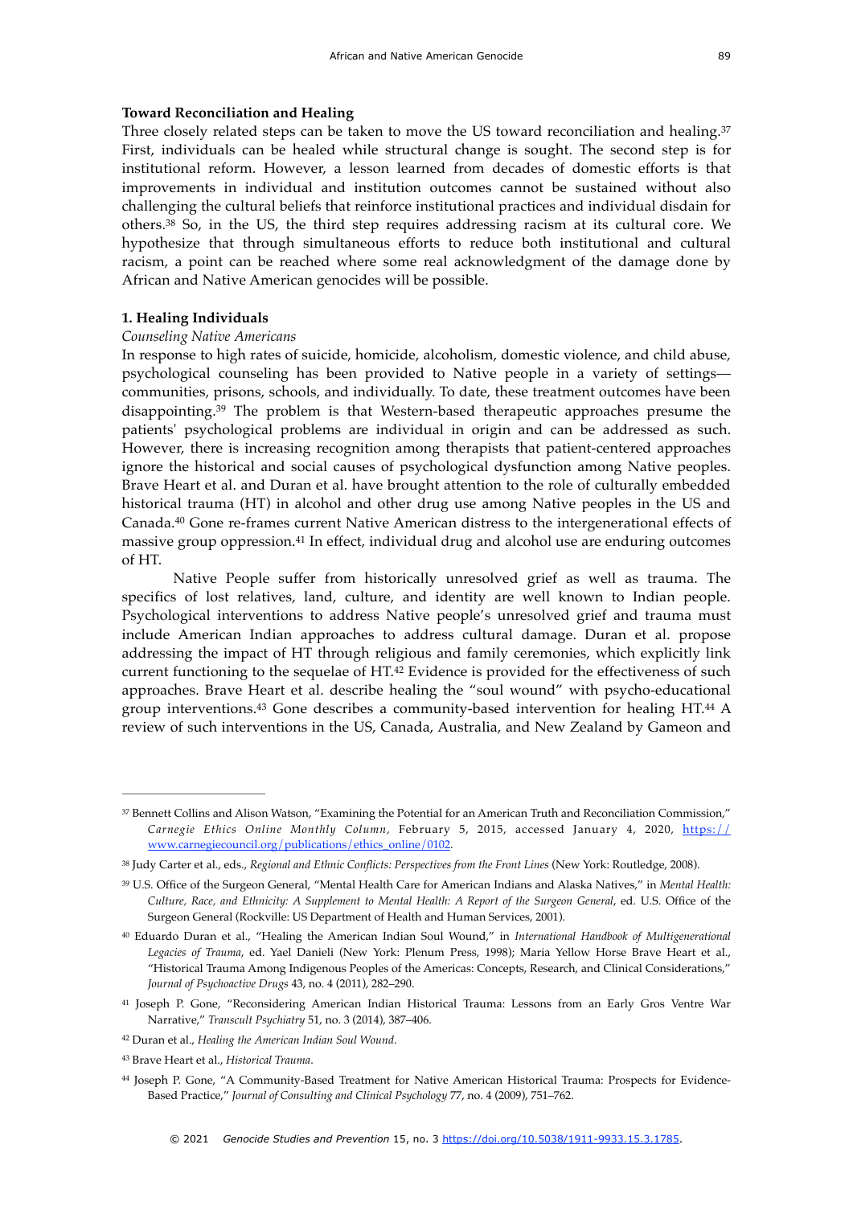**Toward Reconciliation and Healing**

Three closely related steps can be taken to move the US toward reconciliation and healing.[37] First, individuals can be healed while structural change is sought. The second step is for institutional reform. However, a lesson learned from decades of domestic efforts is that improvements in individual and institution outcomes cannot be sustained without also challenging the cultural beliefs that reinforce institutional practices and individual disdain for others.[38] So, in the US, the third step requires addressing racism at its cultural core. We hypothesize that through simultaneous efforts to reduce both institutional and cultural racism, a point can be reached where some real acknowledgment of the damage done by African and Native American genocides will be possible.

**1. Healing Individuals**

*Counseling Native Americans*

In response to high rates of suicide, homicide, alcoholism, domestic violence, and child abuse, psychological counseling has been provided to Native people in a variety of settings—communities, prisons, schools, and individually. To date, these treatment outcomes have been disappointing.[39] The problem is that Western-based therapeutic approaches presume the patients' psychological problems are individual in origin and can be addressed as such. However, there is increasing recognition among therapists that patient-centered approaches ignore the historical and social causes of psychological dysfunction among Native peoples. Brave Heart et al. and Duran et al. have brought attention to the role of culturally embedded historical trauma (HT) in alcohol and other drug use among Native peoples in the US and Canada.[40] Gone re-frames current Native American distress to the intergenerational effects of massive group oppression.[41] In effect, individual drug and alcohol use are enduring outcomes of HT.

Native People suffer from historically unresolved grief as well as trauma. The specifics of lost relatives, land, culture, and identity are well known to Indian people. Psychological interventions to address Native people's unresolved grief and trauma must include American Indian approaches to address cultural damage. Duran et al. propose addressing the impact of HT through religious and family ceremonies, which explicitly link current functioning to the sequelae of HT.[42] Evidence is provided for the effectiveness of such approaches. Brave Heart et al. describe healing the "soul wound" with psycho-educational group interventions.[43] Gone describes a community-based intervention for healing HT.[44] A review of such interventions in the US, Canada, Australia, and New Zealand by Gameon and

---

[37] Bennett Collins and Alison Watson, "Examining the Potential for an American Truth and Reconciliation Commission," *Carnegie Ethics Online Monthly Column*, February 5, 2015, accessed January 4, 2020, https://www.carnegiecouncil.org/publications/ethics_online/0102.

[38] Judy Carter et al., eds., *Regional and Ethnic Conflicts: Perspectives from the Front Lines* (New York: Routledge, 2008).

[39] U.S. Office of the Surgeon General, "Mental Health Care for American Indians and Alaska Natives," in *Mental Health: Culture, Race, and Ethnicity: A Supplement to Mental Health: A Report of the Surgeon General*, ed. U.S. Office of the Surgeon General (Rockville: US Department of Health and Human Services, 2001).

[40] Eduardo Duran et al., "Healing the American Indian Soul Wound," in *International Handbook of Multigenerational Legacies of Trauma*, ed. Yael Danieli (New York: Plenum Press, 1998); Maria Yellow Horse Brave Heart et al., "Historical Trauma Among Indigenous Peoples of the Americas: Concepts, Research, and Clinical Considerations," *Journal of Psychoactive Drugs* 43, no. 4 (2011), 282–290.

[41] Joseph P. Gone, "Reconsidering American Indian Historical Trauma: Lessons from an Early Gros Ventre War Narrative," *Transcult Psychiatry* 51, no. 3 (2014), 387–406.

[42] Duran et al., *Healing the American Indian Soul Wound*.

[43] Brave Heart et al., *Historical Trauma*.

[44] Joseph P. Gone, "A Community-Based Treatment for Native American Historical Trauma: Prospects for Evidence-Based Practice," *Journal of Consulting and Clinical Psychology* 77, no. 4 (2009), 751–762.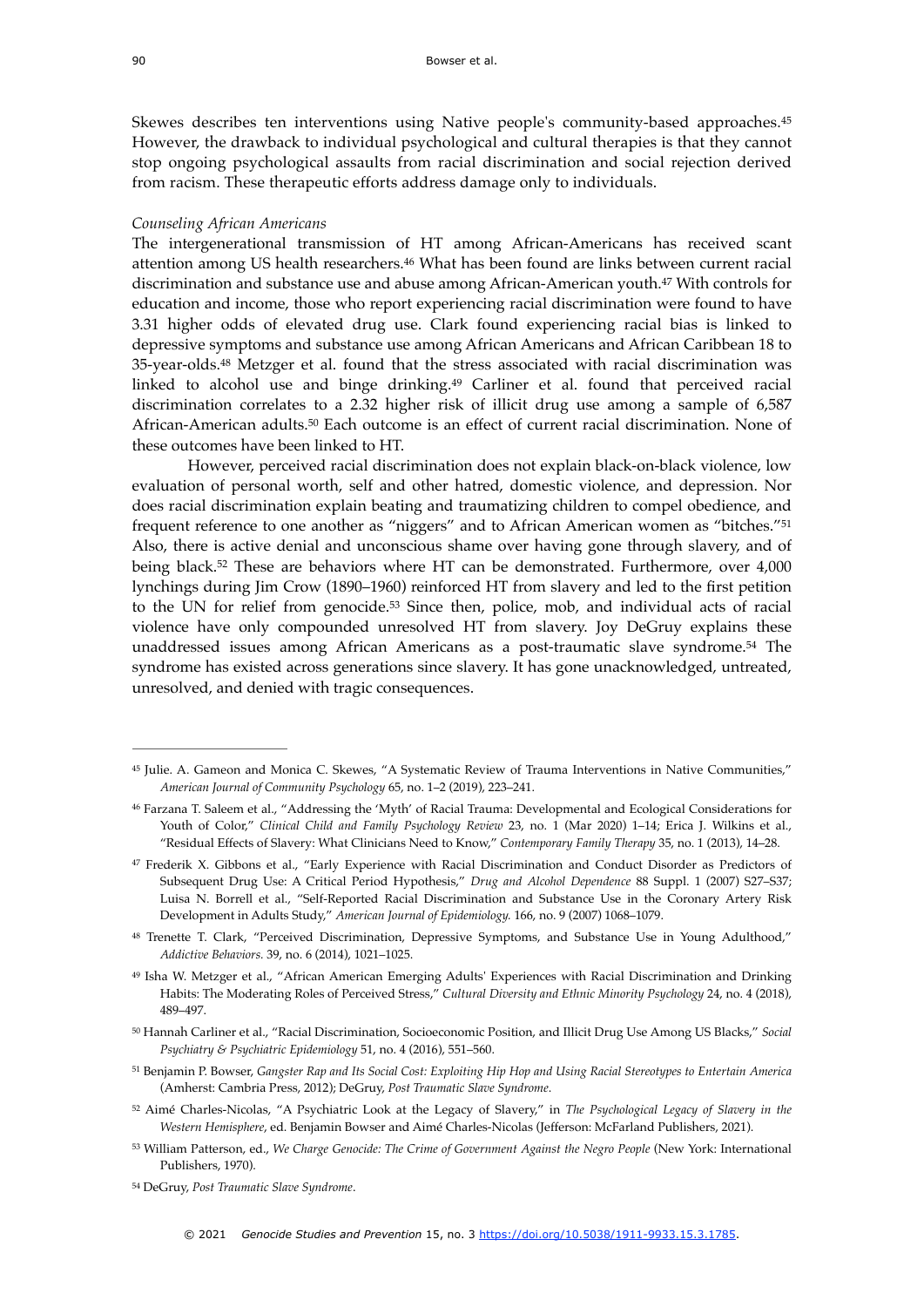Skewes describes ten interventions using Native people's community-based approaches.[45] However, the drawback to individual psychological and cultural therapies is that they cannot stop ongoing psychological assaults from racial discrimination and social rejection derived from racism. These therapeutic efforts address damage only to individuals.

*Counseling African Americans*

The intergenerational transmission of HT among African-Americans has received scant attention among US health researchers.[46] What has been found are links between current racial discrimination and substance use and abuse among African-American youth.[47] With controls for education and income, those who report experiencing racial discrimination were found to have 3.31 higher odds of elevated drug use. Clark found experiencing racial bias is linked to depressive symptoms and substance use among African Americans and African Caribbean 18 to 35-year-olds.[48] Metzger et al. found that the stress associated with racial discrimination was linked to alcohol use and binge drinking.[49] Carliner et al. found that perceived racial discrimination correlates to a 2.32 higher risk of illicit drug use among a sample of 6,587 African-American adults.[50] Each outcome is an effect of current racial discrimination. None of these outcomes have been linked to HT.

However, perceived racial discrimination does not explain black-on-black violence, low evaluation of personal worth, self and other hatred, domestic violence, and depression. Nor does racial discrimination explain beating and traumatizing children to compel obedience, and frequent reference to one another as "niggers" and to African American women as "bitches."[51] Also, there is active denial and unconscious shame over having gone through slavery, and of being black.[52] These are behaviors where HT can be demonstrated. Furthermore, over 4,000 lynchings during Jim Crow (1890–1960) reinforced HT from slavery and led to the first petition to the UN for relief from genocide.[53] Since then, police, mob, and individual acts of racial violence have only compounded unresolved HT from slavery. Joy DeGruy explains these unaddressed issues among African Americans as a post-traumatic slave syndrome.[54] The syndrome has existed across generations since slavery. It has gone unacknowledged, untreated, unresolved, and denied with tragic consequences.

---

[45] Julie. A. Gameon and Monica C. Skewes, "A Systematic Review of Trauma Interventions in Native Communities," *American Journal of Community Psychology* 65, no. 1–2 (2019), 223–241.

[46] Farzana T. Saleem et al., "Addressing the 'Myth' of Racial Trauma: Developmental and Ecological Considerations for Youth of Color," *Clinical Child and Family Psychology Review* 23, no. 1 (Mar 2020) 1–14; Erica J. Wilkins et al., "Residual Effects of Slavery: What Clinicians Need to Know," *Contemporary Family Therapy* 35, no. 1 (2013), 14–28.

[47] Frederik X. Gibbons et al., "Early Experience with Racial Discrimination and Conduct Disorder as Predictors of Subsequent Drug Use: A Critical Period Hypothesis," *Drug and Alcohol Dependence* 88 Suppl. 1 (2007) S27–S37; Luisa N. Borrell et al., "Self-Reported Racial Discrimination and Substance Use in the Coronary Artery Risk Development in Adults Study," *American Journal of Epidemiology.* 166, no. 9 (2007) 1068–1079.

[48] Trenette T. Clark, "Perceived Discrimination, Depressive Symptoms, and Substance Use in Young Adulthood," *Addictive Behaviors.* 39, no. 6 (2014), 1021–1025.

[49] Isha W. Metzger et al., "African American Emerging Adults' Experiences with Racial Discrimination and Drinking Habits: The Moderating Roles of Perceived Stress," *Cultural Diversity and Ethnic Minority Psychology* 24, no. 4 (2018), 489–497.

[50] Hannah Carliner et al., "Racial Discrimination, Socioeconomic Position, and Illicit Drug Use Among US Blacks," *Social Psychiatry & Psychiatric Epidemiology* 51, no. 4 (2016), 551–560.

[51] Benjamin P. Bowser, *Gangster Rap and Its Social Cost: Exploiting Hip Hop and Using Racial Stereotypes to Entertain America* (Amherst: Cambria Press, 2012); DeGruy, *Post Traumatic Slave Syndrome.*

[52] Aimé Charles-Nicolas, "A Psychiatric Look at the Legacy of Slavery," in *The Psychological Legacy of Slavery in the Western Hemisphere*, ed. Benjamin Bowser and Aimé Charles-Nicolas (Jefferson: McFarland Publishers, 2021).

[53] William Patterson, ed., *We Charge Genocide: The Crime of Government Against the Negro People* (New York: International Publishers, 1970).

[54] DeGruy, *Post Traumatic Slave Syndrome*.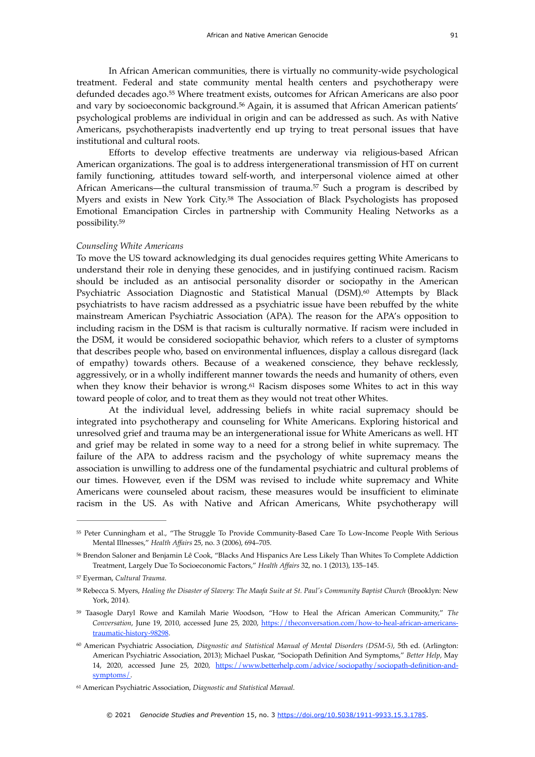In African American communities, there is virtually no community-wide psychological treatment. Federal and state community mental health centers and psychotherapy were defunded decades ago.[55] Where treatment exists, outcomes for African Americans are also poor and vary by socioeconomic background.[56] Again, it is assumed that African American patients' psychological problems are individual in origin and can be addressed as such. As with Native Americans, psychotherapists inadvertently end up trying to treat personal issues that have institutional and cultural roots.

Efforts to develop effective treatments are underway via religious-based African American organizations. The goal is to address intergenerational transmission of HT on current family functioning, attitudes toward self-worth, and interpersonal violence aimed at other African Americans—the cultural transmission of trauma.[57] Such a program is described by Myers and exists in New York City.[58] The Association of Black Psychologists has proposed Emotional Emancipation Circles in partnership with Community Healing Networks as a possibility.[59]

*Counseling White Americans*

To move the US toward acknowledging its dual genocides requires getting White Americans to understand their role in denying these genocides, and in justifying continued racism. Racism should be included as an antisocial personality disorder or sociopathy in the American Psychiatric Association Diagnostic and Statistical Manual (DSM).[60] Attempts by Black psychiatrists to have racism addressed as a psychiatric issue have been rebuffed by the white mainstream American Psychiatric Association (APA). The reason for the APA's opposition to including racism in the DSM is that racism is culturally normative. If racism were included in the DSM, it would be considered sociopathic behavior, which refers to a cluster of symptoms that describes people who, based on environmental influences, display a callous disregard (lack of empathy) towards others. Because of a weakened conscience, they behave recklessly, aggressively, or in a wholly indifferent manner towards the needs and humanity of others, even when they know their behavior is wrong.[61] Racism disposes some Whites to act in this way toward people of color, and to treat them as they would not treat other Whites.

At the individual level, addressing beliefs in white racial supremacy should be integrated into psychotherapy and counseling for White Americans. Exploring historical and unresolved grief and trauma may be an intergenerational issue for White Americans as well. HT and grief may be related in some way to a need for a strong belief in white supremacy. The failure of the APA to address racism and the psychology of white supremacy means the association is unwilling to address one of the fundamental psychiatric and cultural problems of our times. However, even if the DSM was revised to include white supremacy and White Americans were counseled about racism, these measures would be insufficient to eliminate racism in the US. As with Native and African Americans, White psychotherapy will

---

[55] Peter Cunningham et al., "The Struggle To Provide Community-Based Care To Low-Income People With Serious Mental Illnesses," *Health Affairs* 25, no. 3 (2006), 694–705.

[56] Brendon Saloner and Benjamin Lê Cook, "Blacks And Hispanics Are Less Likely Than Whites To Complete Addiction Treatment, Largely Due To Socioeconomic Factors," *Health Affairs* 32, no. 1 (2013), 135–145.

[57] Eyerman, *Cultural Trauma*.

[58] Rebecca S. Myers, *Healing the Disaster of Slavery: The Maafa Suite at St. Paul's Community Baptist Church* (Brooklyn: New York, 2014).

[59] Taasogle Daryl Rowe and Kamilah Marie Woodson, "How to Heal the African American Community," *The Conversation*, June 19, 2010, accessed June 25, 2020, https://theconversation.com/how-to-heal-african-americans-traumatic-history-98298.

[60] American Psychiatric Association, *Diagnostic and Statistical Manual of Mental Disorders (DSM-5)*, 5th ed. (Arlington: American Psychiatric Association, 2013); Michael Puskar, "Sociopath Definition And Symptoms," *Better Help*, May 14, 2020, accessed June 25, 2020, https://www.betterhelp.com/advice/sociopathy/sociopath-definition-and-symptoms/.

[61] American Psychiatric Association, *Diagnostic and Statistical Manual*.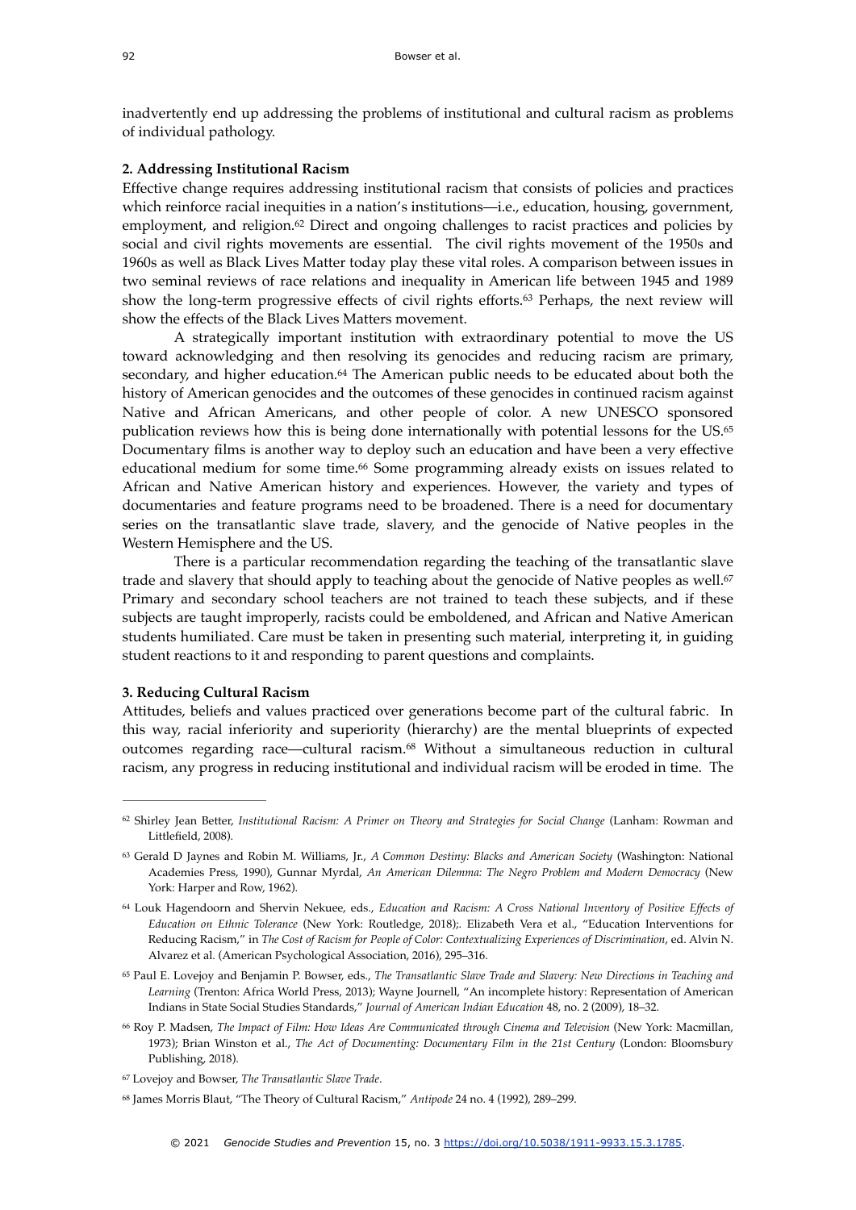inadvertently end up addressing the problems of institutional and cultural racism as problems of individual pathology.

**2. Addressing Institutional Racism**

Effective change requires addressing institutional racism that consists of policies and practices which reinforce racial inequities in a nation's institutions—i.e., education, housing, government, employment, and religion.[62] Direct and ongoing challenges to racist practices and policies by social and civil rights movements are essential. The civil rights movement of the 1950s and 1960s as well as Black Lives Matter today play these vital roles. A comparison between issues in two seminal reviews of race relations and inequality in American life between 1945 and 1989 show the long-term progressive effects of civil rights efforts.[63] Perhaps, the next review will show the effects of the Black Lives Matters movement.

A strategically important institution with extraordinary potential to move the US toward acknowledging and then resolving its genocides and reducing racism are primary, secondary, and higher education.[64] The American public needs to be educated about both the history of American genocides and the outcomes of these genocides in continued racism against Native and African Americans, and other people of color. A new UNESCO sponsored publication reviews how this is being done internationally with potential lessons for the US.[65] Documentary films is another way to deploy such an education and have been a very effective educational medium for some time.[66] Some programming already exists on issues related to African and Native American history and experiences. However, the variety and types of documentaries and feature programs need to be broadened. There is a need for documentary series on the transatlantic slave trade, slavery, and the genocide of Native peoples in the Western Hemisphere and the US.

There is a particular recommendation regarding the teaching of the transatlantic slave trade and slavery that should apply to teaching about the genocide of Native peoples as well.[67] Primary and secondary school teachers are not trained to teach these subjects, and if these subjects are taught improperly, racists could be emboldened, and African and Native American students humiliated. Care must be taken in presenting such material, interpreting it, in guiding student reactions to it and responding to parent questions and complaints.

**3. Reducing Cultural Racism**

Attitudes, beliefs and values practiced over generations become part of the cultural fabric. In this way, racial inferiority and superiority (hierarchy) are the mental blueprints of expected outcomes regarding race—cultural racism.[68] Without a simultaneous reduction in cultural racism, any progress in reducing institutional and individual racism will be eroded in time. The

---

[62] Shirley Jean Better, *Institutional Racism: A Primer on Theory and Strategies for Social Change* (Lanham: Rowman and Littlefield, 2008).

[63] Gerald D Jaynes and Robin M. Williams, Jr., *A Common Destiny: Blacks and American Society* (Washington: National Academies Press, 1990), Gunnar Myrdal, *An American Dilemma: The Negro Problem and Modern Democracy* (New York: Harper and Row, 1962).

[64] Louk Hagendoorn and Shervin Nekuee, eds., *Education and Racism: A Cross National Inventory of Positive Effects of Education on Ethnic Tolerance* (New York: Routledge, 2018);. Elizabeth Vera et al., "Education Interventions for Reducing Racism," in *The Cost of Racism for People of Color: Contextualizing Experiences of Discrimination*, ed. Alvin N. Alvarez et al. (American Psychological Association, 2016), 295–316.

[65] Paul E. Lovejoy and Benjamin P. Bowser, eds., *The Transatlantic Slave Trade and Slavery: New Directions in Teaching and Learning* (Trenton: Africa World Press, 2013); Wayne Journell, "An incomplete history: Representation of American Indians in State Social Studies Standards," *Journal of American Indian Education* 48, no. 2 (2009), 18–32.

[66] Roy P. Madsen, *The Impact of Film: How Ideas Are Communicated through Cinema and Television* (New York: Macmillan, 1973); Brian Winston et al., *The Act of Documenting: Documentary Film in the 21st Century* (London: Bloomsbury Publishing, 2018).

[67] Lovejoy and Bowser, *The Transatlantic Slave Trade*.

[68] James Morris Blaut, "The Theory of Cultural Racism," *Antipode* 24 no. 4 (1992), 289–299.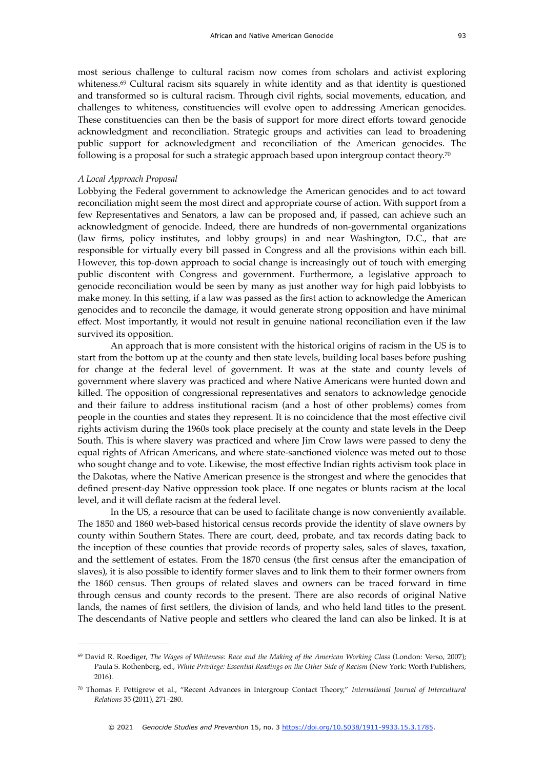most serious challenge to cultural racism now comes from scholars and activist exploring whiteness.[69] Cultural racism sits squarely in white identity and as that identity is questioned and transformed so is cultural racism. Through civil rights, social movements, education, and challenges to whiteness, constituencies will evolve open to addressing American genocides. These constituencies can then be the basis of support for more direct efforts toward genocide acknowledgment and reconciliation. Strategic groups and activities can lead to broadening public support for acknowledgment and reconciliation of the American genocides. The following is a proposal for such a strategic approach based upon intergroup contact theory.[70]

*A Local Approach Proposal*

Lobbying the Federal government to acknowledge the American genocides and to act toward reconciliation might seem the most direct and appropriate course of action. With support from a few Representatives and Senators, a law can be proposed and, if passed, can achieve such an acknowledgment of genocide. Indeed, there are hundreds of non-governmental organizations (law firms, policy institutes, and lobby groups) in and near Washington, D.C., that are responsible for virtually every bill passed in Congress and all the provisions within each bill. However, this top-down approach to social change is increasingly out of touch with emerging public discontent with Congress and government. Furthermore, a legislative approach to genocide reconciliation would be seen by many as just another way for high paid lobbyists to make money. In this setting, if a law was passed as the first action to acknowledge the American genocides and to reconcile the damage, it would generate strong opposition and have minimal effect. Most importantly, it would not result in genuine national reconciliation even if the law survived its opposition.

An approach that is more consistent with the historical origins of racism in the US is to start from the bottom up at the county and then state levels, building local bases before pushing for change at the federal level of government. It was at the state and county levels of government where slavery was practiced and where Native Americans were hunted down and killed. The opposition of congressional representatives and senators to acknowledge genocide and their failure to address institutional racism (and a host of other problems) comes from people in the counties and states they represent. It is no coincidence that the most effective civil rights activism during the 1960s took place precisely at the county and state levels in the Deep South. This is where slavery was practiced and where Jim Crow laws were passed to deny the equal rights of African Americans, and where state-sanctioned violence was meted out to those who sought change and to vote. Likewise, the most effective Indian rights activism took place in the Dakotas, where the Native American presence is the strongest and where the genocides that defined present-day Native oppression took place. If one negates or blunts racism at the local level, and it will deflate racism at the federal level.

In the US, a resource that can be used to facilitate change is now conveniently available. The 1850 and 1860 web-based historical census records provide the identity of slave owners by county within Southern States. There are court, deed, probate, and tax records dating back to the inception of these counties that provide records of property sales, sales of slaves, taxation, and the settlement of estates. From the 1870 census (the first census after the emancipation of slaves), it is also possible to identify former slaves and to link them to their former owners from the 1860 census. Then groups of related slaves and owners can be traced forward in time through census and county records to the present. There are also records of original Native lands, the names of first settlers, the division of lands, and who held land titles to the present. The descendants of Native people and settlers who cleared the land can also be linked. It is at

---

[69] David R. Roediger, *The Wages of Whiteness: Race and the Making of the American Working Class* (London: Verso, 2007); Paula S. Rothenberg, ed., *White Privilege: Essential Readings on the Other Side of Racism* (New York: Worth Publishers, 2016).

[70] Thomas F. Pettigrew et al., "Recent Advances in Intergroup Contact Theory," *International Journal of Intercultural Relations* 35 (2011), 271–280.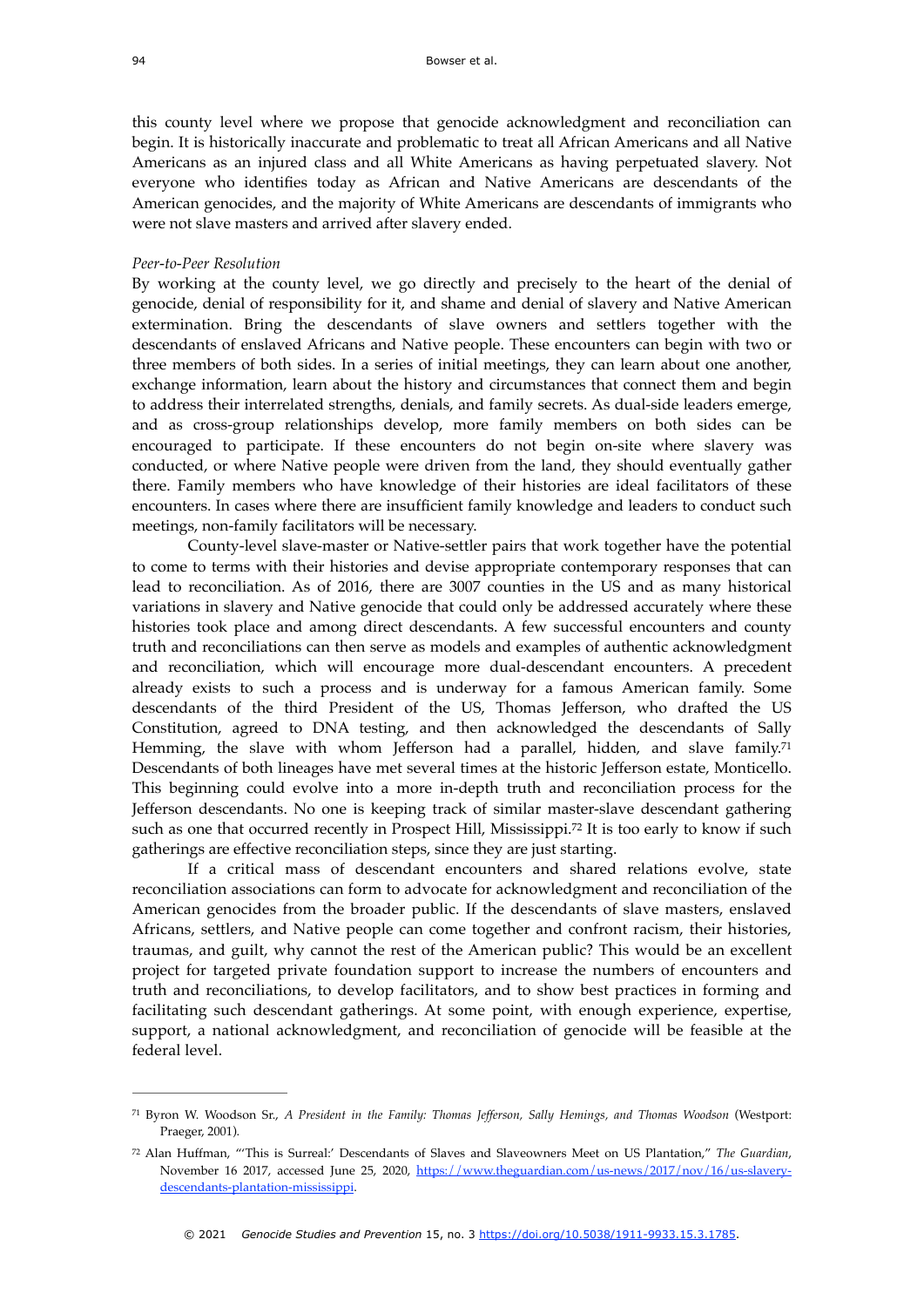this county level where we propose that genocide acknowledgment and reconciliation can begin. It is historically inaccurate and problematic to treat all African Americans and all Native Americans as an injured class and all White Americans as having perpetuated slavery. Not everyone who identifies today as African and Native Americans are descendants of the American genocides, and the majority of White Americans are descendants of immigrants who were not slave masters and arrived after slavery ended.

*Peer-to-Peer Resolution*

By working at the county level, we go directly and precisely to the heart of the denial of genocide, denial of responsibility for it, and shame and denial of slavery and Native American extermination. Bring the descendants of slave owners and settlers together with the descendants of enslaved Africans and Native people. These encounters can begin with two or three members of both sides. In a series of initial meetings, they can learn about one another, exchange information, learn about the history and circumstances that connect them and begin to address their interrelated strengths, denials, and family secrets. As dual-side leaders emerge, and as cross-group relationships develop, more family members on both sides can be encouraged to participate. If these encounters do not begin on-site where slavery was conducted, or where Native people were driven from the land, they should eventually gather there. Family members who have knowledge of their histories are ideal facilitators of these encounters. In cases where there are insufficient family knowledge and leaders to conduct such meetings, non-family facilitators will be necessary.

County-level slave-master or Native-settler pairs that work together have the potential to come to terms with their histories and devise appropriate contemporary responses that can lead to reconciliation. As of 2016, there are 3007 counties in the US and as many historical variations in slavery and Native genocide that could only be addressed accurately where these histories took place and among direct descendants. A few successful encounters and county truth and reconciliations can then serve as models and examples of authentic acknowledgment and reconciliation, which will encourage more dual-descendant encounters. A precedent already exists to such a process and is underway for a famous American family. Some descendants of the third President of the US, Thomas Jefferson, who drafted the US Constitution, agreed to DNA testing, and then acknowledged the descendants of Sally Hemming, the slave with whom Jefferson had a parallel, hidden, and slave family.[71] Descendants of both lineages have met several times at the historic Jefferson estate, Monticello. This beginning could evolve into a more in-depth truth and reconciliation process for the Jefferson descendants. No one is keeping track of similar master-slave descendant gathering such as one that occurred recently in Prospect Hill, Mississippi.[72] It is too early to know if such gatherings are effective reconciliation steps, since they are just starting.

If a critical mass of descendant encounters and shared relations evolve, state reconciliation associations can form to advocate for acknowledgment and reconciliation of the American genocides from the broader public. If the descendants of slave masters, enslaved Africans, settlers, and Native people can come together and confront racism, their histories, traumas, and guilt, why cannot the rest of the American public? This would be an excellent project for targeted private foundation support to increase the numbers of encounters and truth and reconciliations, to develop facilitators, and to show best practices in forming and facilitating such descendant gatherings. At some point, with enough experience, expertise, support, a national acknowledgment, and reconciliation of genocide will be feasible at the federal level.

---

[71] Byron W. Woodson Sr., *A President in the Family: Thomas Jefferson, Sally Hemings, and Thomas Woodson* (Westport: Praeger, 2001).

[72] Alan Huffman, "'This is Surreal:' Descendants of Slaves and Slaveowners Meet on US Plantation," *The Guardian*, November 16 2017, accessed June 25, 2020, https://www.theguardian.com/us-news/2017/nov/16/us-slavery-descendants-plantation-mississippi.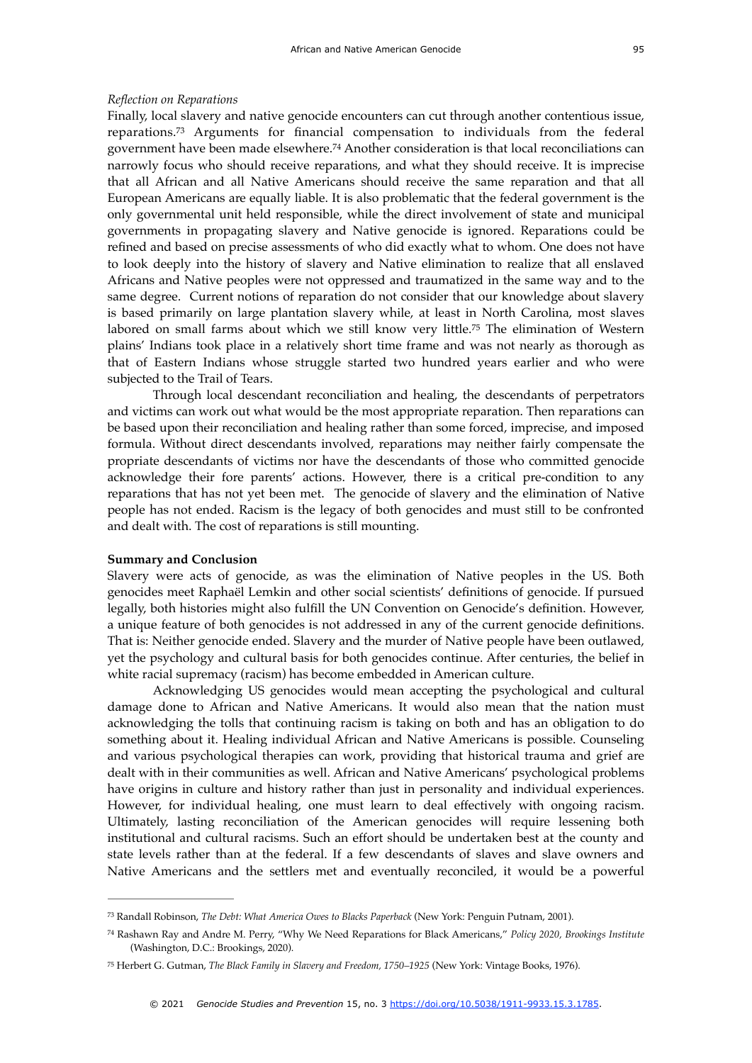*Reflection on Reparations*

Finally, local slavery and native genocide encounters can cut through another contentious issue, reparations.[73] Arguments for financial compensation to individuals from the federal government have been made elsewhere.[74] Another consideration is that local reconciliations can narrowly focus who should receive reparations, and what they should receive. It is imprecise that all African and all Native Americans should receive the same reparation and that all European Americans are equally liable. It is also problematic that the federal government is the only governmental unit held responsible, while the direct involvement of state and municipal governments in propagating slavery and Native genocide is ignored. Reparations could be refined and based on precise assessments of who did exactly what to whom. One does not have to look deeply into the history of slavery and Native elimination to realize that all enslaved Africans and Native peoples were not oppressed and traumatized in the same way and to the same degree. Current notions of reparation do not consider that our knowledge about slavery is based primarily on large plantation slavery while, at least in North Carolina, most slaves labored on small farms about which we still know very little.[75] The elimination of Western plains' Indians took place in a relatively short time frame and was not nearly as thorough as that of Eastern Indians whose struggle started two hundred years earlier and who were subjected to the Trail of Tears.

Through local descendant reconciliation and healing, the descendants of perpetrators and victims can work out what would be the most appropriate reparation. Then reparations can be based upon their reconciliation and healing rather than some forced, imprecise, and imposed formula. Without direct descendants involved, reparations may neither fairly compensate the propriate descendants of victims nor have the descendants of those who committed genocide acknowledge their fore parents' actions. However, there is a critical pre-condition to any reparations that has not yet been met. The genocide of slavery and the elimination of Native people has not ended. Racism is the legacy of both genocides and must still to be confronted and dealt with. The cost of reparations is still mounting.

**Summary and Conclusion**

Slavery were acts of genocide, as was the elimination of Native peoples in the US. Both genocides meet Raphaël Lemkin and other social scientists' definitions of genocide. If pursued legally, both histories might also fulfill the UN Convention on Genocide's definition. However, a unique feature of both genocides is not addressed in any of the current genocide definitions. That is: Neither genocide ended. Slavery and the murder of Native people have been outlawed, yet the psychology and cultural basis for both genocides continue. After centuries, the belief in white racial supremacy (racism) has become embedded in American culture.

Acknowledging US genocides would mean accepting the psychological and cultural damage done to African and Native Americans. It would also mean that the nation must acknowledging the tolls that continuing racism is taking on both and has an obligation to do something about it. Healing individual African and Native Americans is possible. Counseling and various psychological therapies can work, providing that historical trauma and grief are dealt with in their communities as well. African and Native Americans' psychological problems have origins in culture and history rather than just in personality and individual experiences. However, for individual healing, one must learn to deal effectively with ongoing racism. Ultimately, lasting reconciliation of the American genocides will require lessening both institutional and cultural racisms. Such an effort should be undertaken best at the county and state levels rather than at the federal. If a few descendants of slaves and slave owners and Native Americans and the settlers met and eventually reconciled, it would be a powerful

---

[73] Randall Robinson, *The Debt: What America Owes to Blacks Paperback* (New York: Penguin Putnam, 2001).

[74] Rashawn Ray and Andre M. Perry, "Why We Need Reparations for Black Americans," *Policy 2020, Brookings Institute* (Washington, D.C.: Brookings, 2020).

[75] Herbert G. Gutman, *The Black Family in Slavery and Freedom, 1750–1925* (New York: Vintage Books, 1976).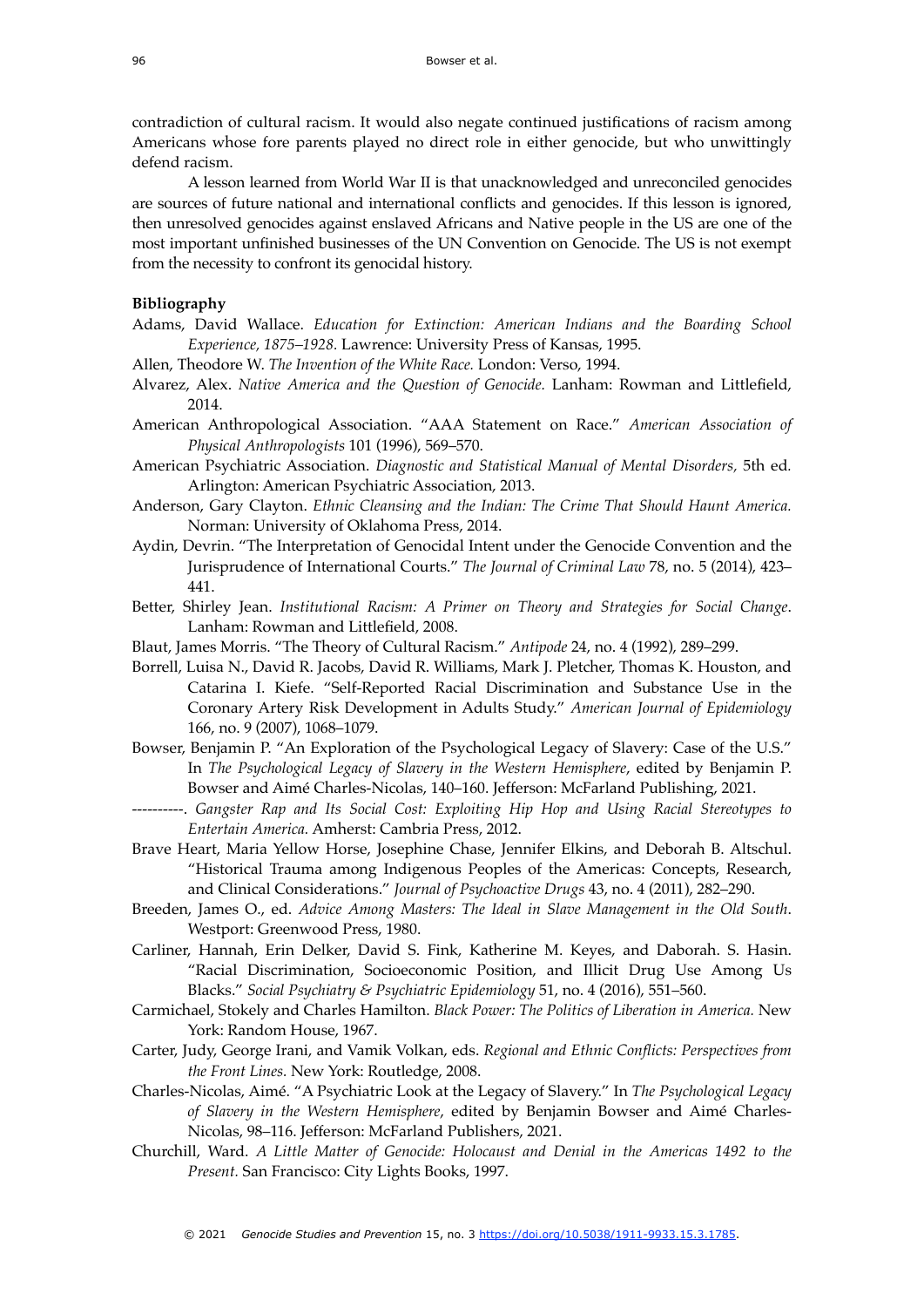contradiction of cultural racism. It would also negate continued justifications of racism among Americans whose fore parents played no direct role in either genocide, but who unwittingly defend racism.

A lesson learned from World War II is that unacknowledged and unreconciled genocides are sources of future national and international conflicts and genocides. If this lesson is ignored, then unresolved genocides against enslaved Africans and Native people in the US are one of the most important unfinished businesses of the UN Convention on Genocide. The US is not exempt from the necessity to confront its genocidal history.

**Bibliography**

Adams, David Wallace. *Education for Extinction: American Indians and the Boarding School Experience, 1875–1928.* Lawrence: University Press of Kansas, 1995.

Allen, Theodore W. *The Invention of the White Race.* London: Verso, 1994.

Alvarez, Alex. *Native America and the Question of Genocide.* Lanham: Rowman and Littlefield, 2014.

American Anthropological Association. "AAA Statement on Race." *American Association of Physical Anthropologists* 101 (1996), 569–570.

American Psychiatric Association. *Diagnostic and Statistical Manual of Mental Disorders,* 5th ed. Arlington: American Psychiatric Association, 2013.

Anderson, Gary Clayton. *Ethnic Cleansing and the Indian: The Crime That Should Haunt America.* Norman: University of Oklahoma Press, 2014.

Aydin, Devrin. "The Interpretation of Genocidal Intent under the Genocide Convention and the Jurisprudence of International Courts." *The Journal of Criminal Law* 78, no. 5 (2014), 423–441.

Better, Shirley Jean. *Institutional Racism: A Primer on Theory and Strategies for Social Change*. Lanham: Rowman and Littlefield, 2008.

Blaut, James Morris. "The Theory of Cultural Racism." *Antipode* 24, no. 4 (1992), 289–299.

Borrell, Luisa N., David R. Jacobs, David R. Williams, Mark J. Pletcher, Thomas K. Houston, and Catarina I. Kiefe. "Self-Reported Racial Discrimination and Substance Use in the Coronary Artery Risk Development in Adults Study." *American Journal of Epidemiology* 166, no. 9 (2007), 1068–1079.

Bowser, Benjamin P. "An Exploration of the Psychological Legacy of Slavery: Case of the U.S." In *The Psychological Legacy of Slavery in the Western Hemisphere*, edited by Benjamin P. Bowser and Aimé Charles-Nicolas, 140–160. Jefferson: McFarland Publishing, 2021.

----------. *Gangster Rap and Its Social Cost: Exploiting Hip Hop and Using Racial Stereotypes to Entertain America.* Amherst: Cambria Press, 2012.

Brave Heart, Maria Yellow Horse, Josephine Chase, Jennifer Elkins, and Deborah B. Altschul. "Historical Trauma among Indigenous Peoples of the Americas: Concepts, Research, and Clinical Considerations." *Journal of Psychoactive Drugs* 43, no. 4 (2011), 282–290.

Breeden, James O., ed. *Advice Among Masters: The Ideal in Slave Management in the Old South*. Westport: Greenwood Press, 1980.

Carliner, Hannah, Erin Delker, David S. Fink, Katherine M. Keyes, and Daborah. S. Hasin. "Racial Discrimination, Socioeconomic Position, and Illicit Drug Use Among Us Blacks." *Social Psychiatry & Psychiatric Epidemiology* 51, no. 4 (2016), 551–560.

Carmichael, Stokely and Charles Hamilton. *Black Power: The Politics of Liberation in America.* New York: Random House, 1967.

Carter, Judy, George Irani, and Vamik Volkan, eds. *Regional and Ethnic Conflicts: Perspectives from the Front Lines.* New York: Routledge, 2008.

Charles-Nicolas, Aimé. "A Psychiatric Look at the Legacy of Slavery." In *The Psychological Legacy of Slavery in the Western Hemisphere*, edited by Benjamin Bowser and Aimé Charles-Nicolas, 98–116. Jefferson: McFarland Publishers, 2021.

Churchill, Ward. *A Little Matter of Genocide: Holocaust and Denial in the Americas 1492 to the Present.* San Francisco: City Lights Books, 1997.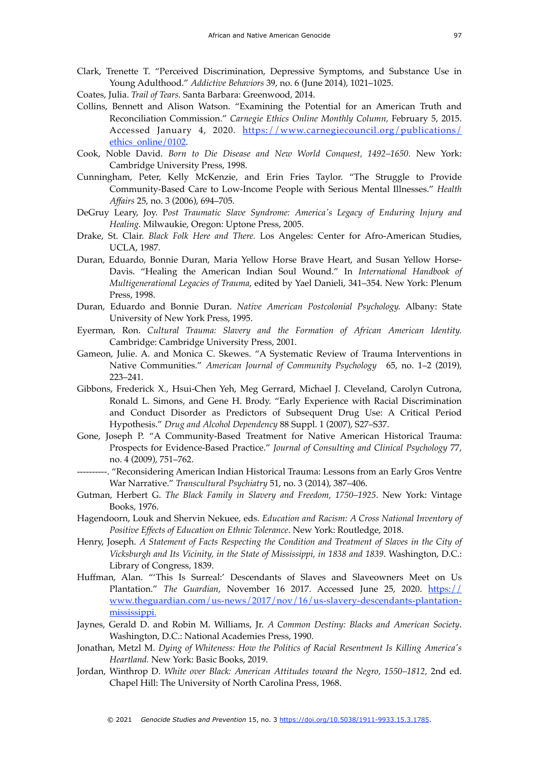Clark, Trenette T. "Perceived Discrimination, Depressive Symptoms, and Substance Use in Young Adulthood." *Addictive Behaviors* 39, no. 6 (June 2014), 1021–1025.

Coates, Julia. *Trail of Tears.* Santa Barbara: Greenwood, 2014.

Collins, Bennett and Alison Watson. "Examining the Potential for an American Truth and Reconciliation Commission." *Carnegie Ethics Online Monthly Column,* February 5, 2015. Accessed January 4, 2020. https://www.carnegiecouncil.org/publications/ethics_online/0102.

Cook, Noble David. *Born to Die Disease and New World Conquest, 1492–1650.* New York: Cambridge University Press, 1998.

Cunningham, Peter, Kelly McKenzie, and Erin Fries Taylor. "The Struggle to Provide Community-Based Care to Low-Income People with Serious Mental Illnesses." *Health Affairs* 25, no. 3 (2006), 694–705.

DeGruy Leary, Joy. P*ost Traumatic Slave Syndrome: America's Legacy of Enduring Injury and Healing.* Milwaukie, Oregon: Uptone Press, 2005.

Drake, St. Clair. *Black Folk Here and There.* Los Angeles: Center for Afro-American Studies, UCLA, 1987.

Duran, Eduardo, Bonnie Duran, Maria Yellow Horse Brave Heart, and Susan Yellow Horse-Davis. "Healing the American Indian Soul Wound." In *International Handbook of Multigenerational Legacies of Trauma*, edited by Yael Danieli, 341–354. New York: Plenum Press, 1998.

Duran, Eduardo and Bonnie Duran. *Native American Postcolonial Psychology.* Albany: State University of New York Press, 1995.

Eyerman, Ron. *Cultural Trauma: Slavery and the Formation of African American Identity.* Cambridge: Cambridge University Press, 2001.

Gameon, Julie. A. and Monica C. Skewes. "A Systematic Review of Trauma Interventions in Native Communities." *American Journal of Community Psychology* 65, no. 1–2 (2019), 223–241.

Gibbons, Frederick X., Hsui-Chen Yeh, Meg Gerrard, Michael J. Cleveland, Carolyn Cutrona, Ronald L. Simons, and Gene H. Brody. "Early Experience with Racial Discrimination and Conduct Disorder as Predictors of Subsequent Drug Use: A Critical Period Hypothesis." *Drug and Alcohol Dependency* 88 Suppl. 1 (2007), S27–S37.

Gone, Joseph P. "A Community-Based Treatment for Native American Historical Trauma: Prospects for Evidence-Based Practice." *Journal of Consulting and Clinical Psychology* 77, no. 4 (2009), 751–762.

----------. "Reconsidering American Indian Historical Trauma: Lessons from an Early Gros Ventre War Narrative." *Transcultural Psychiatry* 51, no. 3 (2014), 387–406.

Gutman, Herbert G. *The Black Family in Slavery and Freedom, 1750–1925*. New York: Vintage Books, 1976.

Hagendoorn, Louk and Shervin Nekuee, eds. *Education and Racism: A Cross National Inventory of Positive Effects of Education on Ethnic Tolerance*. New York: Routledge, 2018.

Henry, Joseph. *A Statement of Facts Respecting the Condition and Treatment of Slaves in the City of Vicksburgh and Its Vicinity, in the State of Mississippi, in 1838 and 1839*. Washington, D.C.: Library of Congress, 1839.

Huffman, Alan. "'This Is Surreal:' Descendants of Slaves and Slaveowners Meet on Us Plantation." *The Guardian*, November 16 2017. Accessed June 25, 2020. https://www.theguardian.com/us-news/2017/nov/16/us-slavery-descendants-plantation-mississippi.

Jaynes, Gerald D. and Robin M. Williams, Jr. *A Common Destiny: Blacks and American Society*. Washington, D.C.: National Academies Press, 1990.

Jonathan, Metzl M. *Dying of Whiteness: How the Politics of Racial Resentment Is Killing America's Heartland.* New York: Basic Books, 2019.

Jordan, Winthrop D. *White over Black: American Attitudes toward the Negro, 1550–1812,* 2nd ed. Chapel Hill: The University of North Carolina Press, 1968.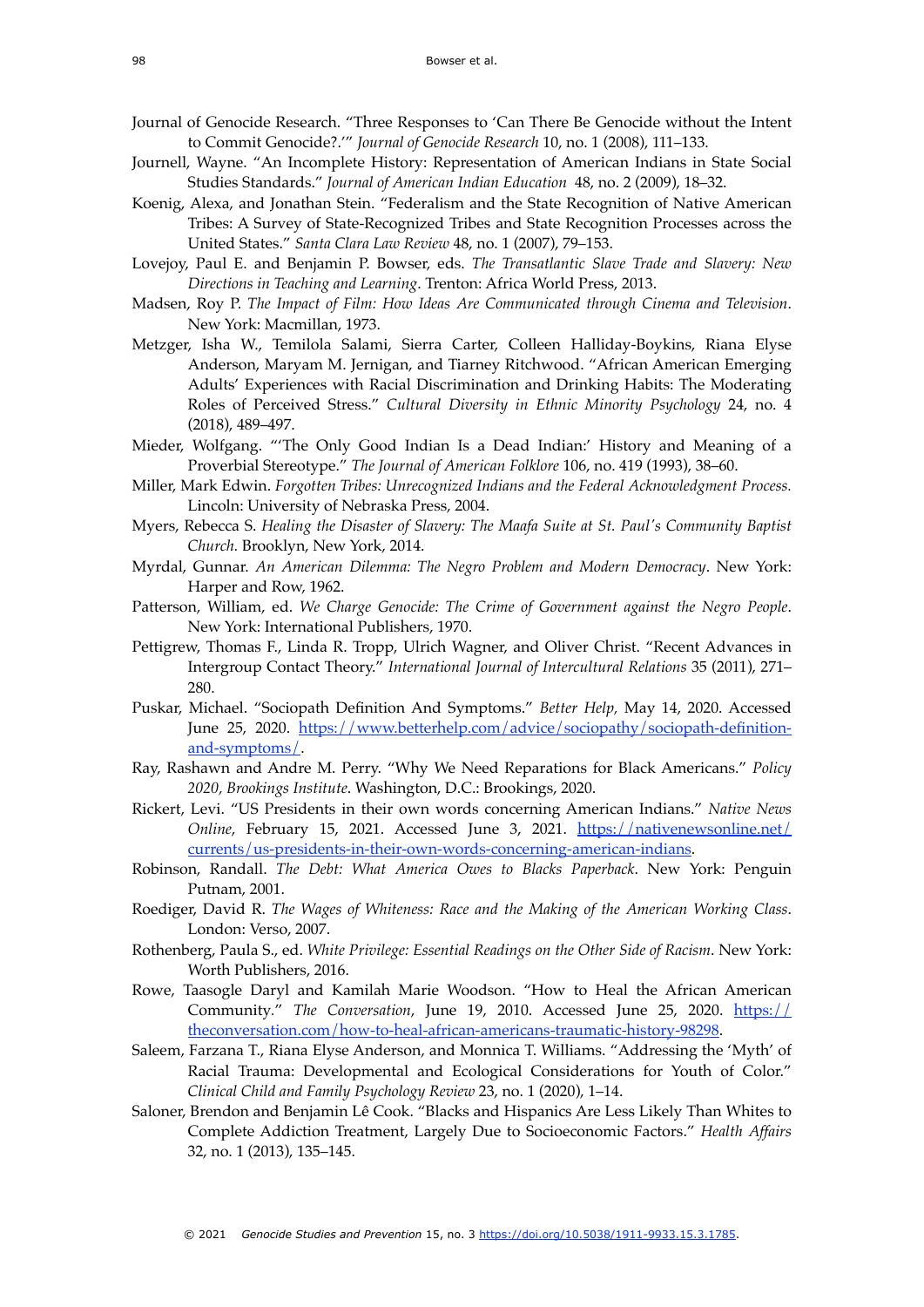Journal of Genocide Research. "Three Responses to 'Can There Be Genocide without the Intent to Commit Genocide?.'" *Journal of Genocide Research* 10, no. 1 (2008), 111–133.

Journell, Wayne. "An Incomplete History: Representation of American Indians in State Social Studies Standards." *Journal of American Indian Education* 48, no. 2 (2009), 18–32.

Koenig, Alexa, and Jonathan Stein. "Federalism and the State Recognition of Native American Tribes: A Survey of State-Recognized Tribes and State Recognition Processes across the United States." *Santa Clara Law Review* 48, no. 1 (2007), 79–153.

Lovejoy, Paul E. and Benjamin P. Bowser, eds. *The Transatlantic Slave Trade and Slavery: New Directions in Teaching and Learning*. Trenton: Africa World Press, 2013.

Madsen, Roy P. *The Impact of Film: How Ideas Are Communicated through Cinema and Television*. New York: Macmillan, 1973.

Metzger, Isha W., Temilola Salami, Sierra Carter, Colleen Halliday-Boykins, Riana Elyse Anderson, Maryam M. Jernigan, and Tiarney Ritchwood. "African American Emerging Adults' Experiences with Racial Discrimination and Drinking Habits: The Moderating Roles of Perceived Stress." *Cultural Diversity in Ethnic Minority Psychology* 24, no. 4 (2018), 489–497.

Mieder, Wolfgang. "'The Only Good Indian Is a Dead Indian:' History and Meaning of a Proverbial Stereotype." *The Journal of American Folklore* 106, no. 419 (1993), 38–60.

Miller, Mark Edwin. *Forgotten Tribes: Unrecognized Indians and the Federal Acknowledgment Process.* Lincoln: University of Nebraska Press, 2004.

Myers, Rebecca S. *Healing the Disaster of Slavery: The Maafa Suite at St. Paul's Community Baptist Church.* Brooklyn, New York, 2014.

Myrdal, Gunnar. *An American Dilemma: The Negro Problem and Modern Democracy*. New York: Harper and Row, 1962.

Patterson, William, ed. *We Charge Genocide: The Crime of Government against the Negro People*. New York: International Publishers, 1970.

Pettigrew, Thomas F., Linda R. Tropp, Ulrich Wagner, and Oliver Christ. "Recent Advances in Intergroup Contact Theory." *International Journal of Intercultural Relations* 35 (2011), 271–280.

Puskar, Michael. "Sociopath Definition And Symptoms." *Better Help,* May 14, 2020. Accessed June 25, 2020. https://www.betterhelp.com/advice/sociopathy/sociopath-definition-and-symptoms/.

Ray, Rashawn and Andre M. Perry. "Why We Need Reparations for Black Americans." *Policy 2020, Brookings Institute*. Washington, D.C.: Brookings, 2020.

Rickert, Levi. "US Presidents in their own words concerning American Indians." *Native News Online*, February 15, 2021. Accessed June 3, 2021. https://nativenewsonline.net/currents/us-presidents-in-their-own-words-concerning-american-indians.

Robinson, Randall. *The Debt: What America Owes to Blacks Paperback*. New York: Penguin Putnam, 2001.

Roediger, David R. *The Wages of Whiteness: Race and the Making of the American Working Class*. London: Verso, 2007.

Rothenberg, Paula S., ed. *White Privilege: Essential Readings on the Other Side of Racism*. New York: Worth Publishers, 2016.

Rowe, Taasogle Daryl and Kamilah Marie Woodson. "How to Heal the African American Community." *The Conversation*, June 19, 2010. Accessed June 25, 2020. https://theconversation.com/how-to-heal-african-americans-traumatic-history-98298.

Saleem, Farzana T., Riana Elyse Anderson, and Monnica T. Williams. "Addressing the 'Myth' of Racial Trauma: Developmental and Ecological Considerations for Youth of Color." *Clinical Child and Family Psychology Review* 23, no. 1 (2020), 1–14.

Saloner, Brendon and Benjamin Lê Cook. "Blacks and Hispanics Are Less Likely Than Whites to Complete Addiction Treatment, Largely Due to Socioeconomic Factors." *Health Affairs* 32, no. 1 (2013), 135–145.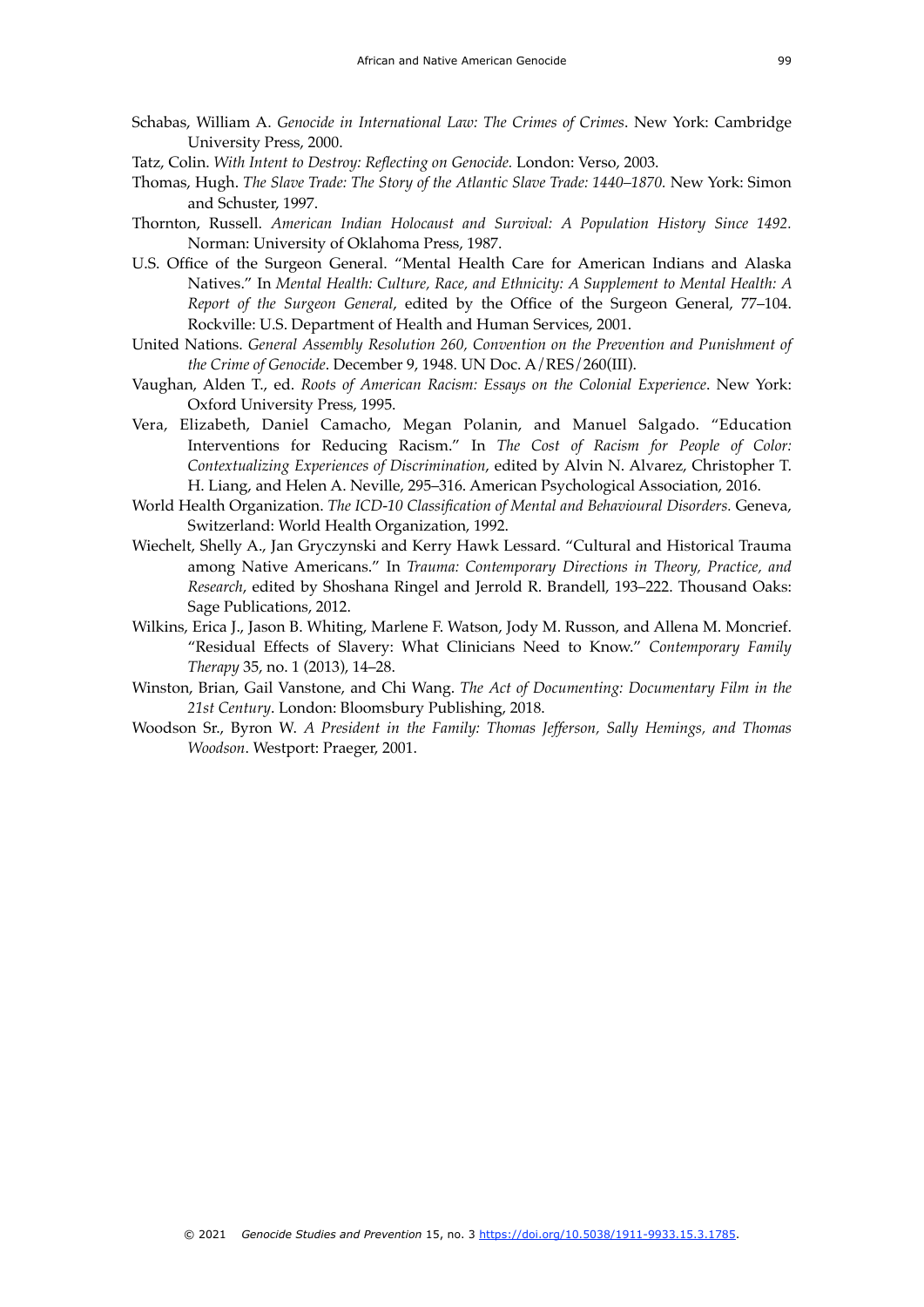Schabas, William A. *Genocide in International Law: The Crimes of Crimes*. New York: Cambridge University Press, 2000.

Tatz, Colin. *With Intent to Destroy: Reflecting on Genocide.* London: Verso, 2003.

Thomas, Hugh. *The Slave Trade: The Story of the Atlantic Slave Trade: 1440–1870.* New York: Simon and Schuster, 1997.

Thornton, Russell. *American Indian Holocaust and Survival: A Population History Since 1492.* Norman: University of Oklahoma Press, 1987.

U.S. Office of the Surgeon General. "Mental Health Care for American Indians and Alaska Natives." In *Mental Health: Culture, Race, and Ethnicity: A Supplement to Mental Health: A Report of the Surgeon General*, edited by the Office of the Surgeon General, 77–104. Rockville: U.S. Department of Health and Human Services, 2001.

United Nations. *General Assembly Resolution 260, Convention on the Prevention and Punishment of the Crime of Genocide*. December 9, 1948. UN Doc. A/RES/260(III).

Vaughan, Alden T., ed. *Roots of American Racism: Essays on the Colonial Experience*. New York: Oxford University Press, 1995.

Vera, Elizabeth, Daniel Camacho, Megan Polanin, and Manuel Salgado. "Education Interventions for Reducing Racism." In *The Cost of Racism for People of Color: Contextualizing Experiences of Discrimination*, edited by Alvin N. Alvarez, Christopher T. H. Liang, and Helen A. Neville, 295–316. American Psychological Association, 2016.

World Health Organization. *The ICD-10 Classification of Mental and Behavioural Disorders.* Geneva, Switzerland: World Health Organization, 1992.

Wiechelt, Shelly A., Jan Gryczynski and Kerry Hawk Lessard. "Cultural and Historical Trauma among Native Americans." In *Trauma: Contemporary Directions in Theory, Practice, and Research*, edited by Shoshana Ringel and Jerrold R. Brandell, 193–222. Thousand Oaks: Sage Publications, 2012.

Wilkins, Erica J., Jason B. Whiting, Marlene F. Watson, Jody M. Russon, and Allena M. Moncrief. "Residual Effects of Slavery: What Clinicians Need to Know." *Contemporary Family Therapy* 35, no. 1 (2013), 14–28.

Winston, Brian, Gail Vanstone, and Chi Wang. *The Act of Documenting: Documentary Film in the 21st Century*. London: Bloomsbury Publishing, 2018.

Woodson Sr., Byron W. *A President in the Family: Thomas Jefferson, Sally Hemings, and Thomas Woodson*. Westport: Praeger, 2001.